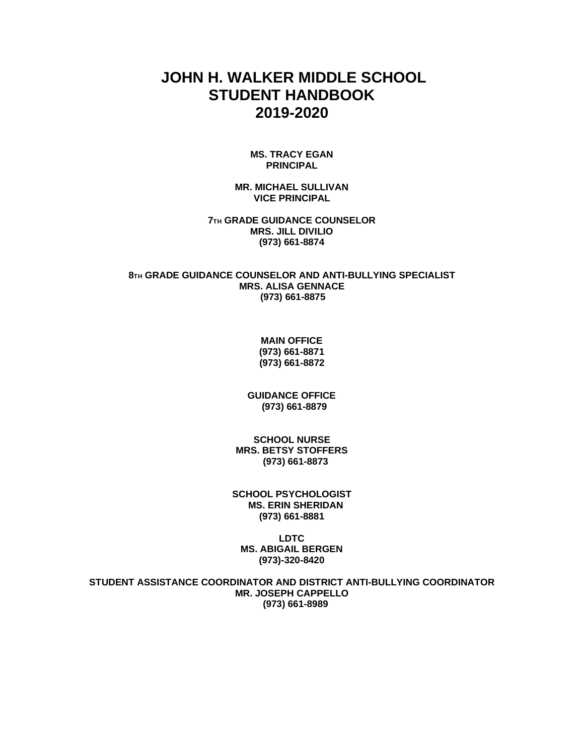# JOHN H. WALKER MIDDLE SCHOOL STUDENT HANDBOOK 2019-2020

**MS. TRACY EGAN**
**PRINCIPAL**

**MR. MICHAEL SULLIVAN**
**VICE PRINCIPAL**

**7TH GRADE GUIDANCE COUNSELOR**
**MRS. JILL DIVILIO**
**(973) 661-8874**

**8TH GRADE GUIDANCE COUNSELOR AND ANTI-BULLYING SPECIALIST**
**MRS. ALISA GENNACE**
**(973) 661-8875**

**MAIN OFFICE**
**(973) 661-8871**
**(973) 661-8872**

**GUIDANCE OFFICE**
**(973) 661-8879**

**SCHOOL NURSE**
**MRS. BETSY STOFFERS**
**(973) 661-8873**

**SCHOOL PSYCHOLOGIST**
**MS. ERIN SHERIDAN**
**(973) 661-8881**

**LDTC**
**MS. ABIGAIL BERGEN**
**(973)-320-8420**

**STUDENT ASSISTANCE COORDINATOR AND DISTRICT ANTI-BULLYING COORDINATOR**
**MR. JOSEPH CAPPELLO**
**(973) 661-8989**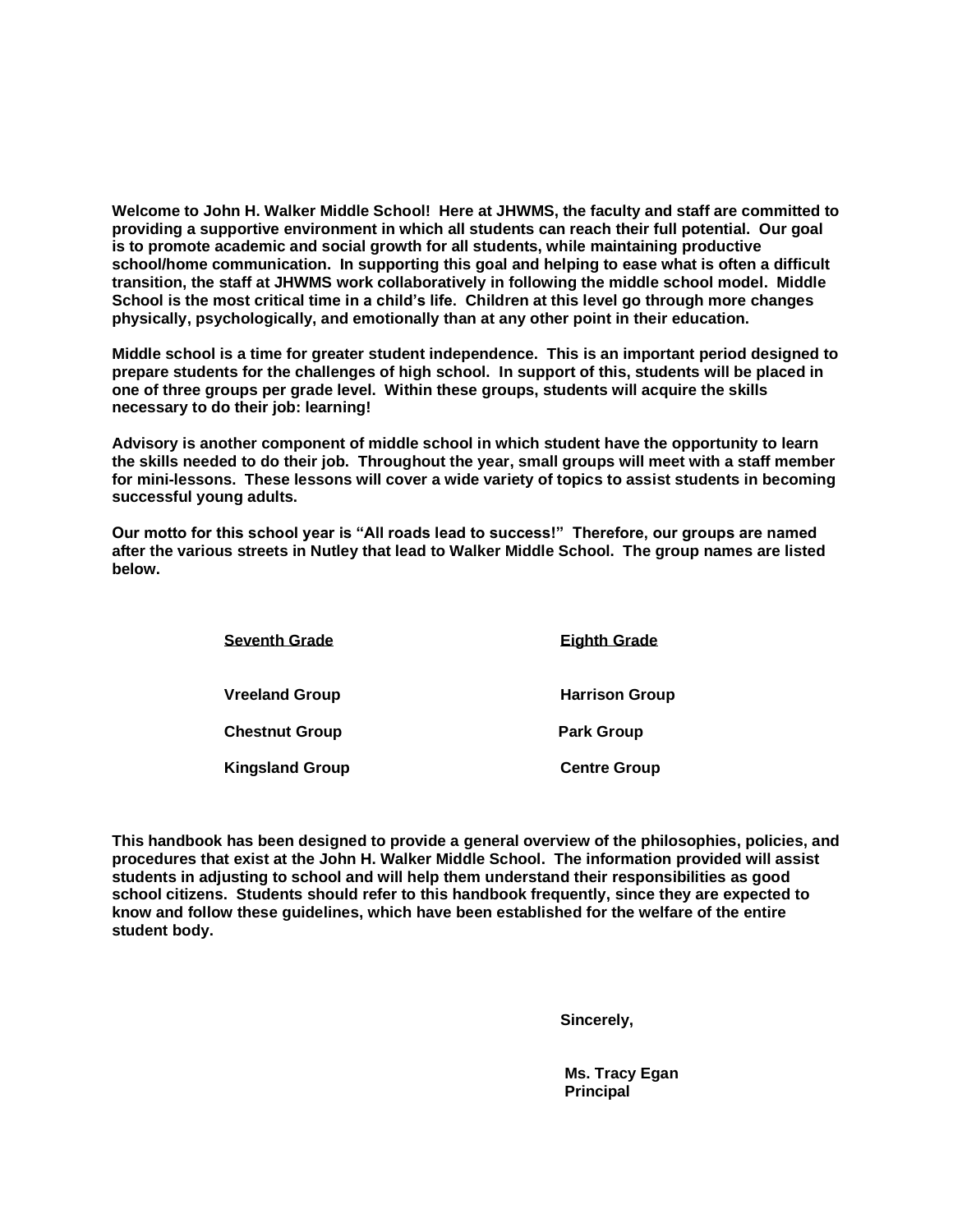**Welcome to John H. Walker Middle School! Here at JHWMS, the faculty and staff are committed to providing a supportive environment in which all students can reach their full potential. Our goal is to promote academic and social growth for all students, while maintaining productive school/home communication. In supporting this goal and helping to ease what is often a difficult transition, the staff at JHWMS work collaboratively in following the middle school model. Middle School is the most critical time in a child's life. Children at this level go through more changes physically, psychologically, and emotionally than at any other point in their education.**

**Middle school is a time for greater student independence. This is an important period designed to prepare students for the challenges of high school. In support of this, students will be placed in one of three groups per grade level. Within these groups, students will acquire the skills necessary to do their job: learning!**

**Advisory is another component of middle school in which student have the opportunity to learn the skills needed to do their job. Throughout the year, small groups will meet with a staff member for mini-lessons. These lessons will cover a wide variety of topics to assist students in becoming successful young adults.**

**Our motto for this school year is "All roads lead to success!" Therefore, our groups are named after the various streets in Nutley that lead to Walker Middle School. The group names are listed below.**

| Seventh Grade | Eighth Grade |
|---|---|
| Vreeland Group | Harrison Group |
| Chestnut Group | Park Group |
| Kingsland Group | Centre Group |

**This handbook has been designed to provide a general overview of the philosophies, policies, and procedures that exist at the John H. Walker Middle School. The information provided will assist students in adjusting to school and will help them understand their responsibilities as good school citizens. Students should refer to this handbook frequently, since they are expected to know and follow these guidelines, which have been established for the welfare of the entire student body.**

**Sincerely,**

**Ms. Tracy Egan**
**Principal**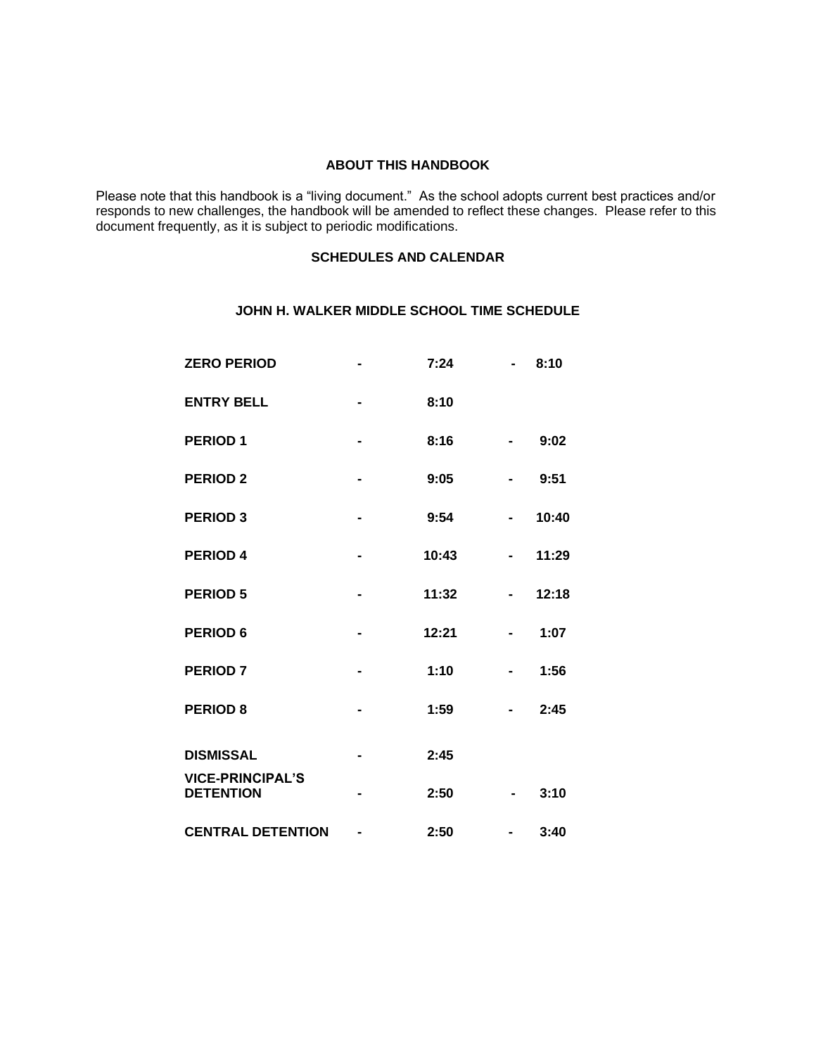## ABOUT THIS HANDBOOK

Please note that this handbook is a “living document.” As the school adopts current best practices and/or responds to new challenges, the handbook will be amended to reflect these changes. Please refer to this document frequently, as it is subject to periodic modifications.

## SCHEDULES AND CALENDAR

### JOHN H. WALKER MIDDLE SCHOOL TIME SCHEDULE

| | | | | |
|---|---|---|---|---|
| **ZERO PERIOD** | - | **7:24** | - | **8:10** |
| **ENTRY BELL** | - | **8:10** | | |
| **PERIOD 1** | - | **8:16** | - | **9:02** |
| **PERIOD 2** | - | **9:05** | - | **9:51** |
| **PERIOD 3** | - | **9:54** | - | **10:40** |
| **PERIOD 4** | - | **10:43** | - | **11:29** |
| **PERIOD 5** | - | **11:32** | - | **12:18** |
| **PERIOD 6** | - | **12:21** | - | **1:07** |
| **PERIOD 7** | - | **1:10** | - | **1:56** |
| **PERIOD 8** | - | **1:59** | - | **2:45** |
| **DISMISSAL** | - | **2:45** | | |
| **VICE-PRINCIPAL’S DETENTION** | - | **2:50** | - | **3:10** |
| **CENTRAL DETENTION** | - | **2:50** | - | **3:40** |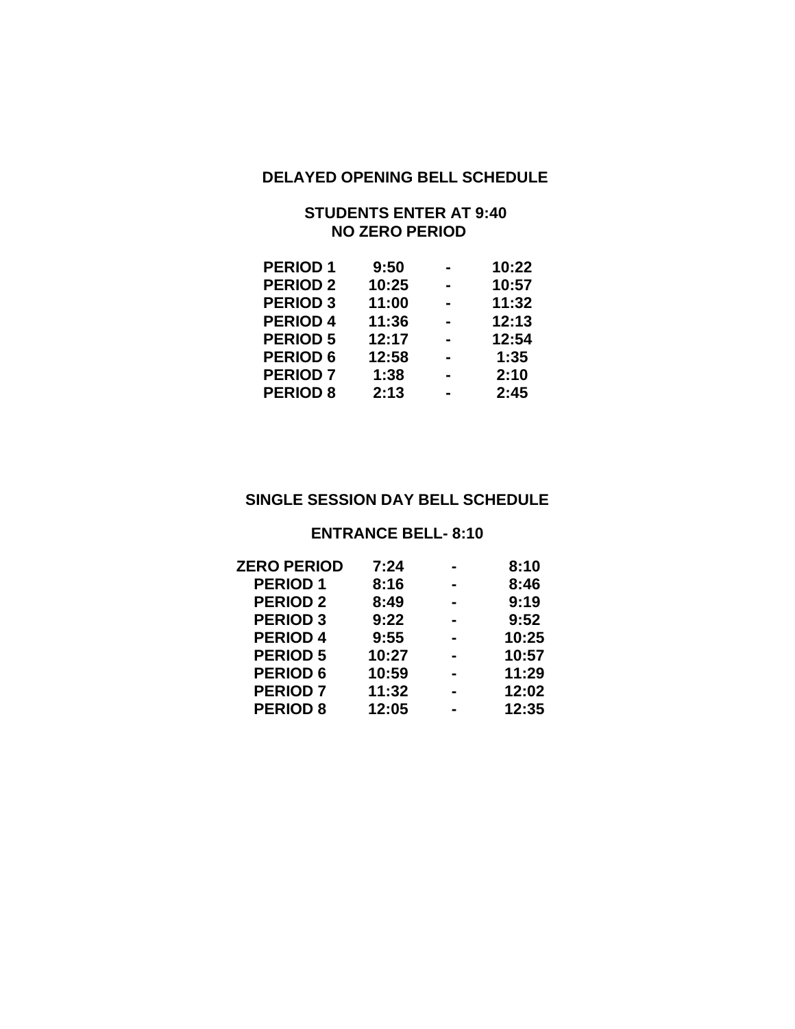## DELAYED OPENING BELL SCHEDULE

**STUDENTS ENTER AT 9:40**
**NO ZERO PERIOD**

| | | | |
|---|---|---|---|
| **PERIOD 1** | **9:50** | **-** | **10:22** |
| **PERIOD 2** | **10:25** | **-** | **10:57** |
| **PERIOD 3** | **11:00** | **-** | **11:32** |
| **PERIOD 4** | **11:36** | **-** | **12:13** |
| **PERIOD 5** | **12:17** | **-** | **12:54** |
| **PERIOD 6** | **12:58** | **-** | **1:35** |
| **PERIOD 7** | **1:38** | **-** | **2:10** |
| **PERIOD 8** | **2:13** | **-** | **2:45** |

## SINGLE SESSION DAY BELL SCHEDULE

**ENTRANCE BELL- 8:10**

| | | | |
|---|---|---|---|
| **ZERO PERIOD** | **7:24** | **-** | **8:10** |
| **PERIOD 1** | **8:16** | **-** | **8:46** |
| **PERIOD 2** | **8:49** | **-** | **9:19** |
| **PERIOD 3** | **9:22** | **-** | **9:52** |
| **PERIOD 4** | **9:55** | **-** | **10:25** |
| **PERIOD 5** | **10:27** | **-** | **10:57** |
| **PERIOD 6** | **10:59** | **-** | **11:29** |
| **PERIOD 7** | **11:32** | **-** | **12:02** |
| **PERIOD 8** | **12:05** | **-** | **12:35** |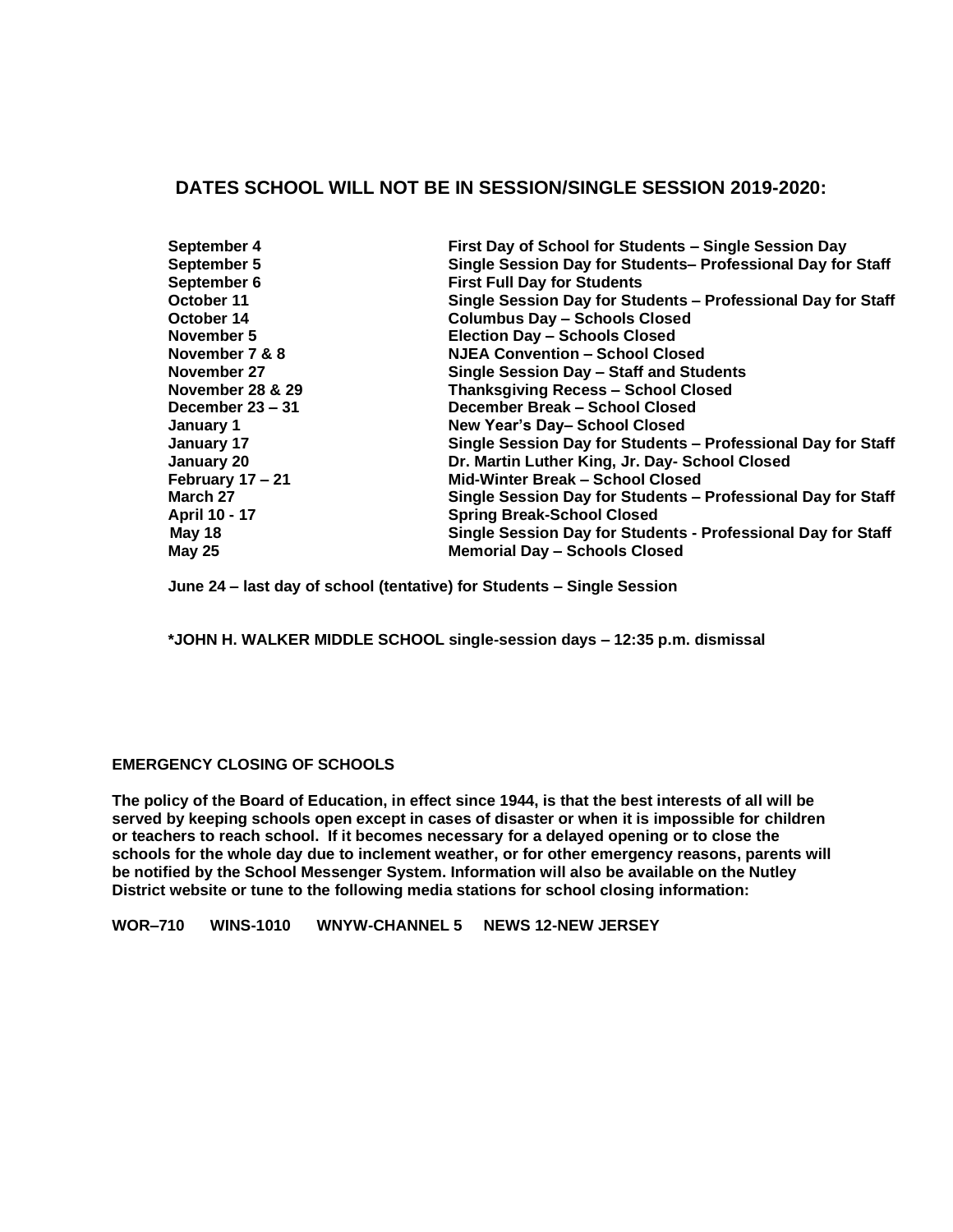## DATES SCHOOL WILL NOT BE IN SESSION/SINGLE SESSION 2019-2020:

| | |
|---|---|
| **September 4** | **First Day of School for Students – Single Session Day** |
| **September 5** | **Single Session Day for Students– Professional Day for Staff** |
| **September 6** | **First Full Day for Students** |
| **October 11** | **Single Session Day for Students – Professional Day for Staff** |
| **October 14** | **Columbus Day – Schools Closed** |
| **November 5** | **Election Day – Schools Closed** |
| **November 7 & 8** | **NJEA Convention – School Closed** |
| **November 27** | **Single Session Day – Staff and Students** |
| **November 28 & 29** | **Thanksgiving Recess – School Closed** |
| **December 23 – 31** | **December Break – School Closed** |
| **January 1** | **New Year's Day– School Closed** |
| **January 17** | **Single Session Day for Students – Professional Day for Staff** |
| **January 20** | **Dr. Martin Luther King, Jr. Day- School Closed** |
| **February 17 – 21** | **Mid-Winter Break – School Closed** |
| **March 27** | **Single Session Day for Students – Professional Day for Staff** |
| **April 10 - 17** | **Spring Break-School Closed** |
| **May 18** | **Single Session Day for Students - Professional Day for Staff** |
| **May 25** | **Memorial Day – Schools Closed** |

**June 24 – last day of school (tentative) for Students – Single Session**

**\*JOHN H. WALKER MIDDLE SCHOOL single-session days – 12:35 p.m. dismissal**

### EMERGENCY CLOSING OF SCHOOLS

**The policy of the Board of Education, in effect since 1944, is that the best interests of all will be served by keeping schools open except in cases of disaster or when it is impossible for children or teachers to reach school. If it becomes necessary for a delayed opening or to close the schools for the whole day due to inclement weather, or for other emergency reasons, parents will be notified by the School Messenger System. Information will also be available on the Nutley District website or tune to the following media stations for school closing information:**

**WOR–710 WINS-1010 WNYW-CHANNEL 5 NEWS 12-NEW JERSEY**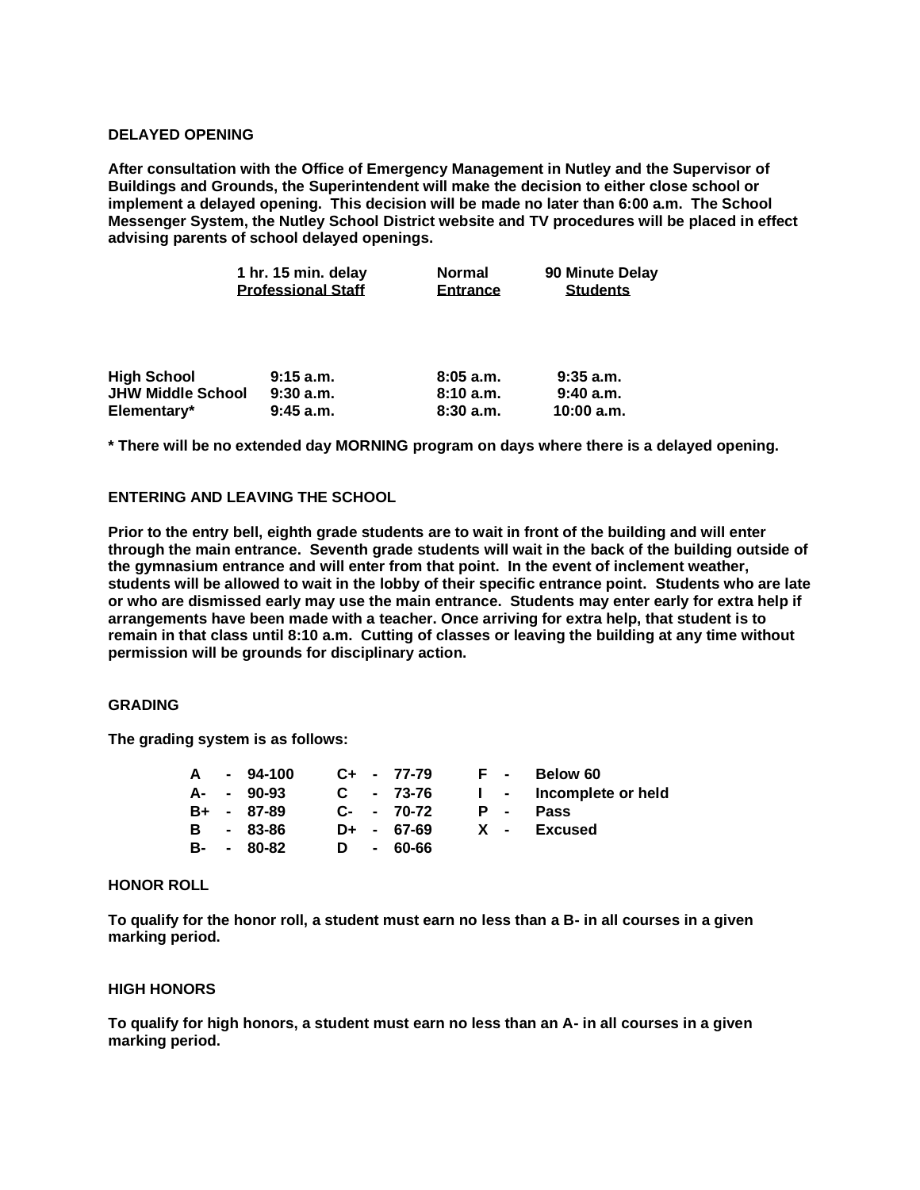## DELAYED OPENING

**After consultation with the Office of Emergency Management in Nutley and the Supervisor of Buildings and Grounds, the Superintendent will make the decision to either close school or implement a delayed opening. This decision will be made no later than 6:00 a.m. The School Messenger System, the Nutley School District website and TV procedures will be placed in effect advising parents of school delayed openings.**

| | 1 hr. 15 min. delay Professional Staff | Normal Entrance | 90 Minute Delay Students |
|---|---|---|---|
| High School | 9:15 a.m. | 8:05 a.m. | 9:35 a.m. |
| JHW Middle School | 9:30 a.m. | 8:10 a.m. | 9:40 a.m. |
| Elementary* | 9:45 a.m. | 8:30 a.m. | 10:00 a.m. |

**\* There will be no extended day MORNING program on days where there is a delayed opening.**

## ENTERING AND LEAVING THE SCHOOL

**Prior to the entry bell, eighth grade students are to wait in front of the building and will enter through the main entrance. Seventh grade students will wait in the back of the building outside of the gymnasium entrance and will enter from that point. In the event of inclement weather, students will be allowed to wait in the lobby of their specific entrance point. Students who are late or who are dismissed early may use the main entrance. Students may enter early for extra help if arrangements have been made with a teacher. Once arriving for extra help, that student is to remain in that class until 8:10 a.m. Cutting of classes or leaving the building at any time without permission will be grounds for disciplinary action.**

## GRADING

**The grading system is as follows:**

| | | | | | |
|---|---|---|---|---|---|
| A | 94-100 | C+ | 77-79 | F | Below 60 |
| A- | 90-93 | C | 73-76 | I | Incomplete or held |
| B+ | 87-89 | C- | 70-72 | P | Pass |
| B | 83-86 | D+ | 67-69 | X | Excused |
| B- | 80-82 | D | 60-66 | | |

## HONOR ROLL

**To qualify for the honor roll, a student must earn no less than a B- in all courses in a given marking period.**

## HIGH HONORS

**To qualify for high honors, a student must earn no less than an A- in all courses in a given marking period.**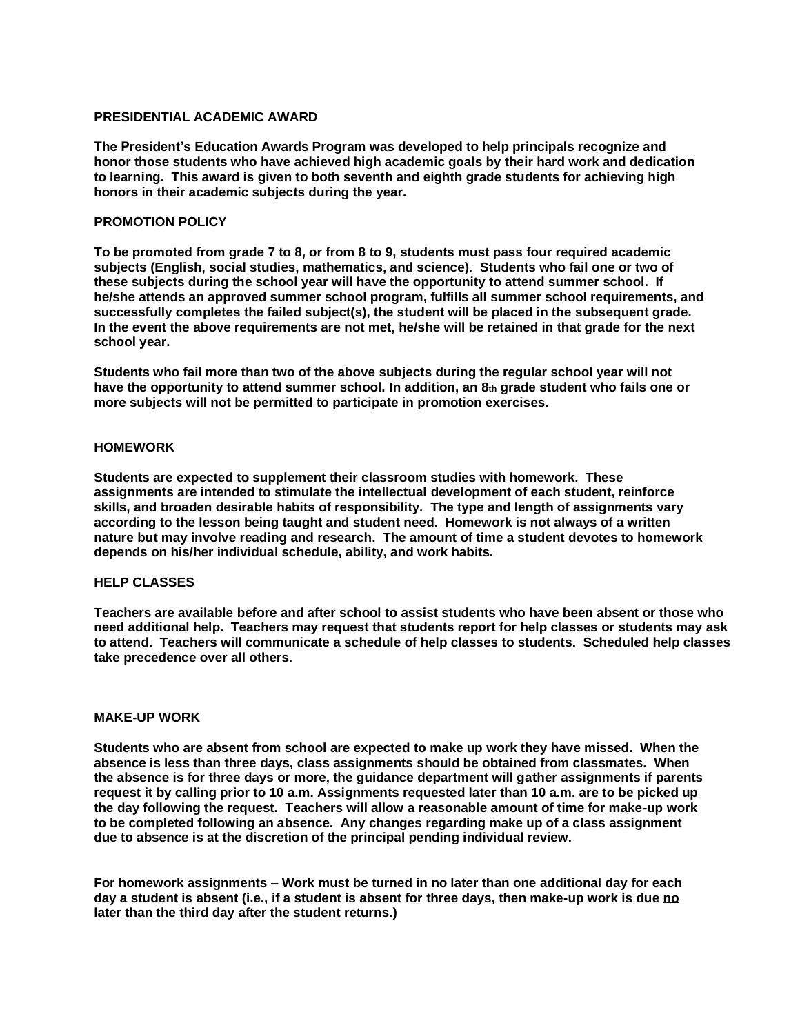## PRESIDENTIAL ACADEMIC AWARD

**The President's Education Awards Program was developed to help principals recognize and honor those students who have achieved high academic goals by their hard work and dedication to learning. This award is given to both seventh and eighth grade students for achieving high honors in their academic subjects during the year.**

## PROMOTION POLICY

**To be promoted from grade 7 to 8, or from 8 to 9, students must pass four required academic subjects (English, social studies, mathematics, and science). Students who fail one or two of these subjects during the school year will have the opportunity to attend summer school. If he/she attends an approved summer school program, fulfills all summer school requirements, and successfully completes the failed subject(s), the student will be placed in the subsequent grade. In the event the above requirements are not met, he/she will be retained in that grade for the next school year.**

**Students who fail more than two of the above subjects during the regular school year will not have the opportunity to attend summer school. In addition, an 8th grade student who fails one or more subjects will not be permitted to participate in promotion exercises.**

## HOMEWORK

**Students are expected to supplement their classroom studies with homework. These assignments are intended to stimulate the intellectual development of each student, reinforce skills, and broaden desirable habits of responsibility. The type and length of assignments vary according to the lesson being taught and student need. Homework is not always of a written nature but may involve reading and research. The amount of time a student devotes to homework depends on his/her individual schedule, ability, and work habits.**

## HELP CLASSES

**Teachers are available before and after school to assist students who have been absent or those who need additional help. Teachers may request that students report for help classes or students may ask to attend. Teachers will communicate a schedule of help classes to students. Scheduled help classes take precedence over all others.**

## MAKE-UP WORK

**Students who are absent from school are expected to make up work they have missed. When the absence is less than three days, class assignments should be obtained from classmates. When the absence is for three days or more, the guidance department will gather assignments if parents request it by calling prior to 10 a.m. Assignments requested later than 10 a.m. are to be picked up the day following the request. Teachers will allow a reasonable amount of time for make-up work to be completed following an absence. Any changes regarding make up of a class assignment due to absence is at the discretion of the principal pending individual review.**

**For homework assignments – Work must be turned in no later than one additional day for each day a student is absent (i.e., if a student is absent for three days, then make-up work is due <u>no later than</u> the third day after the student returns.)**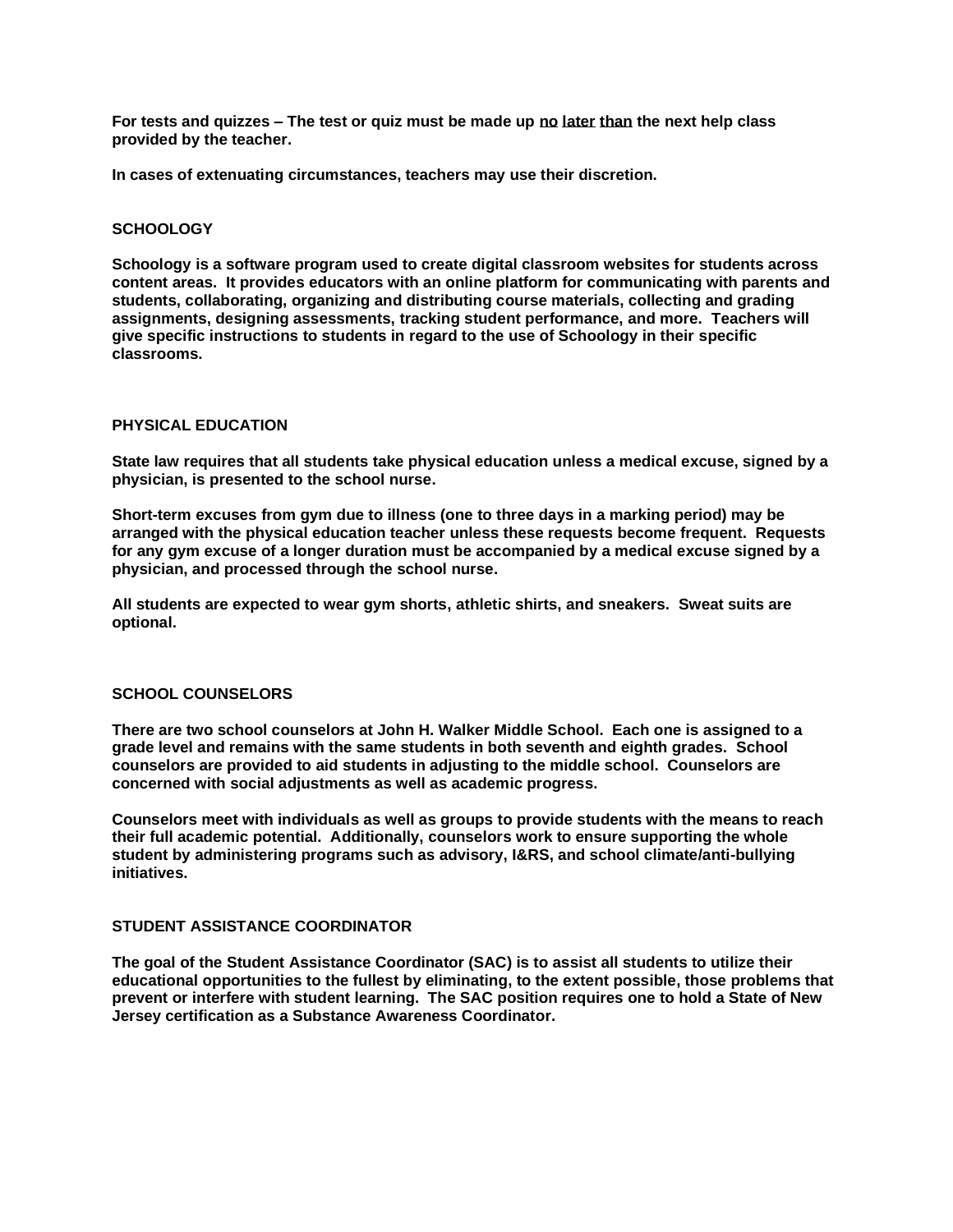**For tests and quizzes – The test or quiz must be made up no later than the next help class provided by the teacher.**

**In cases of extenuating circumstances, teachers may use their discretion.**

## SCHOOLOGY

**Schoology is a software program used to create digital classroom websites for students across content areas. It provides educators with an online platform for communicating with parents and students, collaborating, organizing and distributing course materials, collecting and grading assignments, designing assessments, tracking student performance, and more. Teachers will give specific instructions to students in regard to the use of Schoology in their specific classrooms.**

## PHYSICAL EDUCATION

**State law requires that all students take physical education unless a medical excuse, signed by a physician, is presented to the school nurse.**

**Short-term excuses from gym due to illness (one to three days in a marking period) may be arranged with the physical education teacher unless these requests become frequent. Requests for any gym excuse of a longer duration must be accompanied by a medical excuse signed by a physician, and processed through the school nurse.**

**All students are expected to wear gym shorts, athletic shirts, and sneakers. Sweat suits are optional.**

## SCHOOL COUNSELORS

**There are two school counselors at John H. Walker Middle School. Each one is assigned to a grade level and remains with the same students in both seventh and eighth grades. School counselors are provided to aid students in adjusting to the middle school. Counselors are concerned with social adjustments as well as academic progress.**

**Counselors meet with individuals as well as groups to provide students with the means to reach their full academic potential. Additionally, counselors work to ensure supporting the whole student by administering programs such as advisory, I&RS, and school climate/anti-bullying initiatives.**

## STUDENT ASSISTANCE COORDINATOR

**The goal of the Student Assistance Coordinator (SAC) is to assist all students to utilize their educational opportunities to the fullest by eliminating, to the extent possible, those problems that prevent or interfere with student learning. The SAC position requires one to hold a State of New Jersey certification as a Substance Awareness Coordinator.**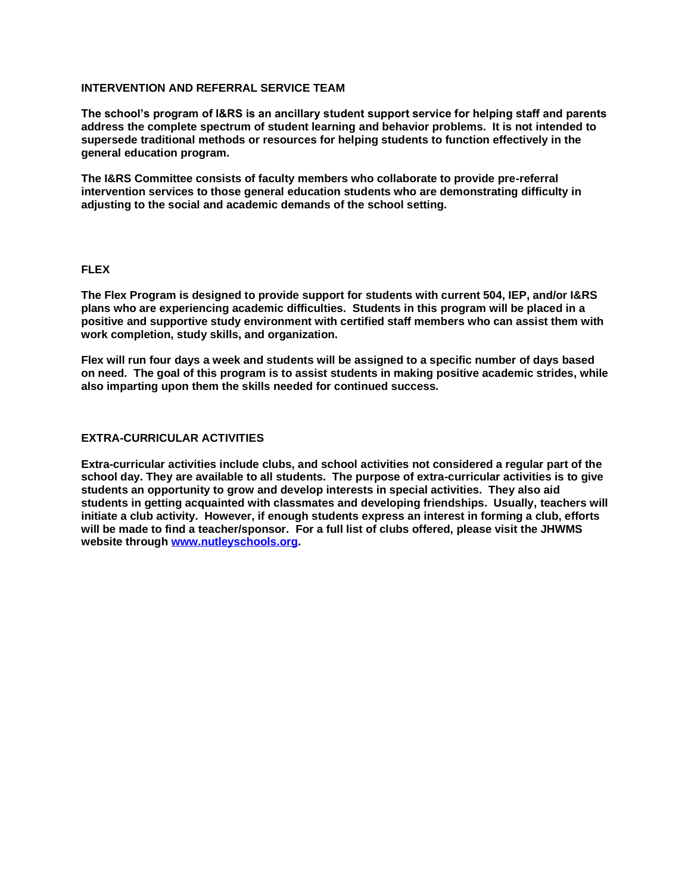## INTERVENTION AND REFERRAL SERVICE TEAM

**The school's program of I&RS is an ancillary student support service for helping staff and parents address the complete spectrum of student learning and behavior problems. It is not intended to supersede traditional methods or resources for helping students to function effectively in the general education program.**

**The I&RS Committee consists of faculty members who collaborate to provide pre-referral intervention services to those general education students who are demonstrating difficulty in adjusting to the social and academic demands of the school setting.**

## FLEX

**The Flex Program is designed to provide support for students with current 504, IEP, and/or I&RS plans who are experiencing academic difficulties. Students in this program will be placed in a positive and supportive study environment with certified staff members who can assist them with work completion, study skills, and organization.**

**Flex will run four days a week and students will be assigned to a specific number of days based on need. The goal of this program is to assist students in making positive academic strides, while also imparting upon them the skills needed for continued success.**

## EXTRA-CURRICULAR ACTIVITIES

**Extra-curricular activities include clubs, and school activities not considered a regular part of the school day. They are available to all students. The purpose of extra-curricular activities is to give students an opportunity to grow and develop interests in special activities. They also aid students in getting acquainted with classmates and developing friendships. Usually, teachers will initiate a club activity. However, if enough students express an interest in forming a club, efforts will be made to find a teacher/sponsor. For a full list of clubs offered, please visit the JHWMS website through [www.nutleyschools.org](http://www.nutleyschools.org).**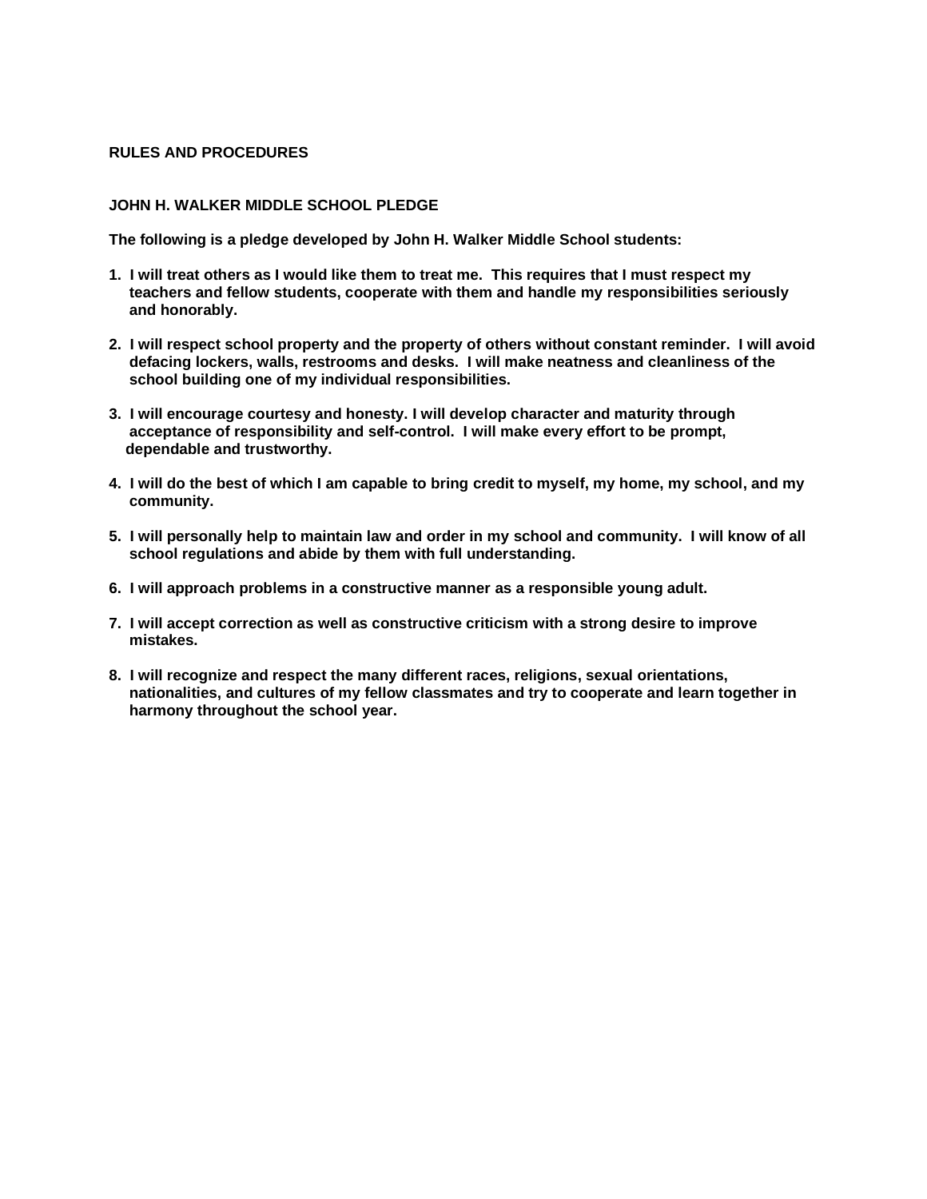## RULES AND PROCEDURES

### JOHN H. WALKER MIDDLE SCHOOL PLEDGE

**The following is a pledge developed by John H. Walker Middle School students:**

1. **I will treat others as I would like them to treat me. This requires that I must respect my teachers and fellow students, cooperate with them and handle my responsibilities seriously and honorably.**

2. **I will respect school property and the property of others without constant reminder. I will avoid defacing lockers, walls, restrooms and desks. I will make neatness and cleanliness of the school building one of my individual responsibilities.**

3. **I will encourage courtesy and honesty. I will develop character and maturity through acceptance of responsibility and self-control. I will make every effort to be prompt, dependable and trustworthy.**

4. **I will do the best of which I am capable to bring credit to myself, my home, my school, and my community.**

5. **I will personally help to maintain law and order in my school and community. I will know of all school regulations and abide by them with full understanding.**

6. **I will approach problems in a constructive manner as a responsible young adult.**

7. **I will accept correction as well as constructive criticism with a strong desire to improve mistakes.**

8. **I will recognize and respect the many different races, religions, sexual orientations, nationalities, and cultures of my fellow classmates and try to cooperate and learn together in harmony throughout the school year.**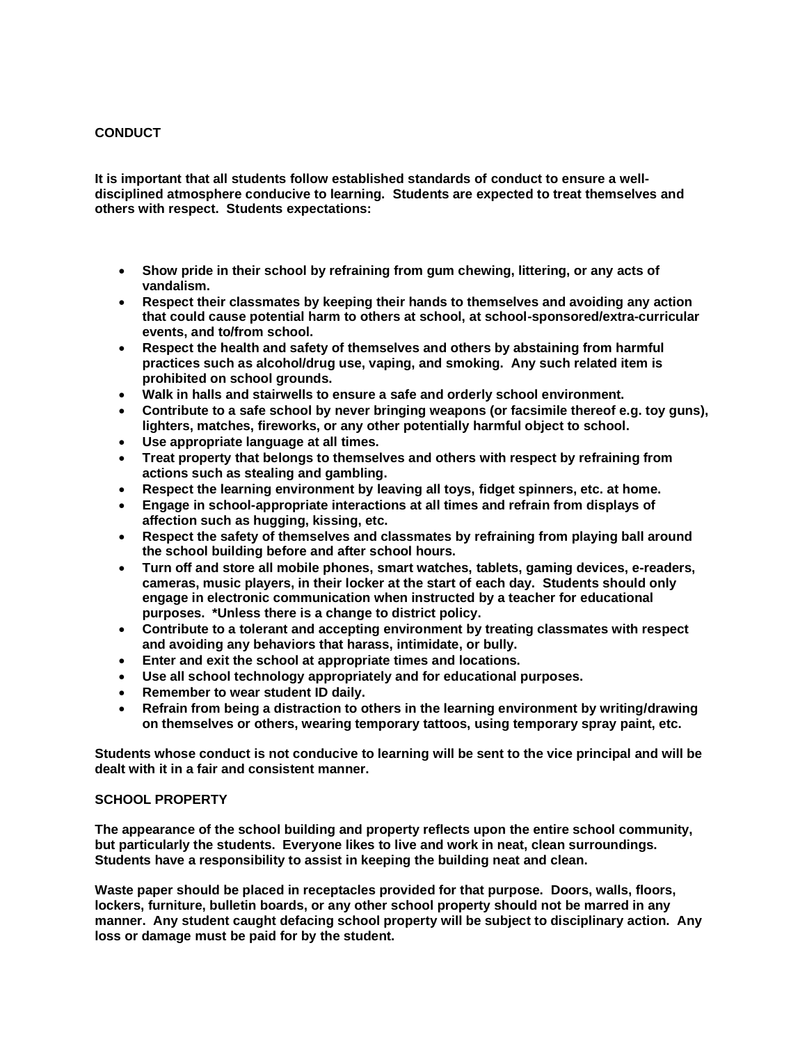**CONDUCT**

**It is important that all students follow established standards of conduct to ensure a well-disciplined atmosphere conducive to learning. Students are expected to treat themselves and others with respect. Students expectations:**

- **Show pride in their school by refraining from gum chewing, littering, or any acts of vandalism.**
- **Respect their classmates by keeping their hands to themselves and avoiding any action that could cause potential harm to others at school, at school-sponsored/extra-curricular events, and to/from school.**
- **Respect the health and safety of themselves and others by abstaining from harmful practices such as alcohol/drug use, vaping, and smoking. Any such related item is prohibited on school grounds.**
- **Walk in halls and stairwells to ensure a safe and orderly school environment.**
- **Contribute to a safe school by never bringing weapons (or facsimile thereof e.g. toy guns), lighters, matches, fireworks, or any other potentially harmful object to school.**
- **Use appropriate language at all times.**
- **Treat property that belongs to themselves and others with respect by refraining from actions such as stealing and gambling.**
- **Respect the learning environment by leaving all toys, fidget spinners, etc. at home.**
- **Engage in school-appropriate interactions at all times and refrain from displays of affection such as hugging, kissing, etc.**
- **Respect the safety of themselves and classmates by refraining from playing ball around the school building before and after school hours.**
- **Turn off and store all mobile phones, smart watches, tablets, gaming devices, e-readers, cameras, music players, in their locker at the start of each day. Students should only engage in electronic communication when instructed by a teacher for educational purposes. *Unless there is a change to district policy.**
- **Contribute to a tolerant and accepting environment by treating classmates with respect and avoiding any behaviors that harass, intimidate, or bully.**
- **Enter and exit the school at appropriate times and locations.**
- **Use all school technology appropriately and for educational purposes.**
- **Remember to wear student ID daily.**
- **Refrain from being a distraction to others in the learning environment by writing/drawing on themselves or others, wearing temporary tattoos, using temporary spray paint, etc.**

**Students whose conduct is not conducive to learning will be sent to the vice principal and will be dealt with it in a fair and consistent manner.**

**SCHOOL PROPERTY**

**The appearance of the school building and property reflects upon the entire school community, but particularly the students. Everyone likes to live and work in neat, clean surroundings. Students have a responsibility to assist in keeping the building neat and clean.**

**Waste paper should be placed in receptacles provided for that purpose. Doors, walls, floors, lockers, furniture, bulletin boards, or any other school property should not be marred in any manner. Any student caught defacing school property will be subject to disciplinary action. Any loss or damage must be paid for by the student.**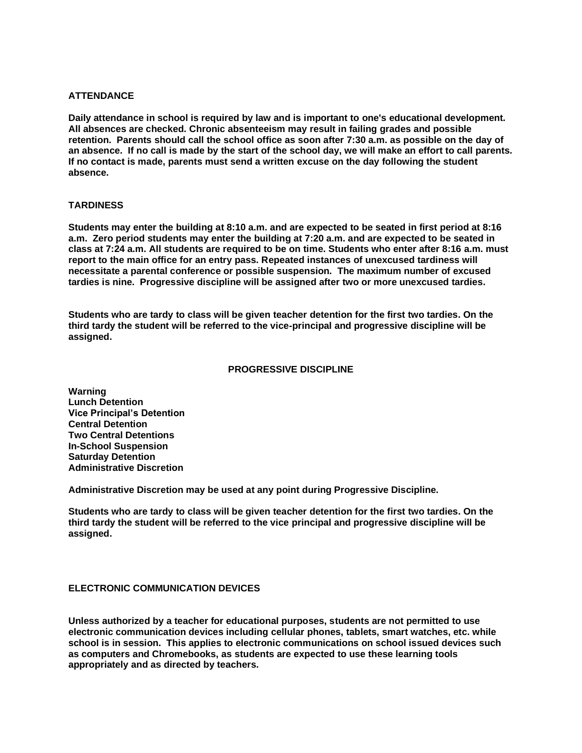## ATTENDANCE

**Daily attendance in school is required by law and is important to one's educational development. All absences are checked. Chronic absenteeism may result in failing grades and possible retention. Parents should call the school office as soon after 7:30 a.m. as possible on the day of an absence. If no call is made by the start of the school day, we will make an effort to call parents. If no contact is made, parents must send a written excuse on the day following the student absence.**

## TARDINESS

**Students may enter the building at 8:10 a.m. and are expected to be seated in first period at 8:16 a.m. Zero period students may enter the building at 7:20 a.m. and are expected to be seated in class at 7:24 a.m. All students are required to be on time. Students who enter after 8:16 a.m. must report to the main office for an entry pass. Repeated instances of unexcused tardiness will necessitate a parental conference or possible suspension. The maximum number of excused tardies is nine. Progressive discipline will be assigned after two or more unexcused tardies.**

**Students who are tardy to class will be given teacher detention for the first two tardies. On the third tardy the student will be referred to the vice-principal and progressive discipline will be assigned.**

## PROGRESSIVE DISCIPLINE

**Warning**
**Lunch Detention**
**Vice Principal's Detention**
**Central Detention**
**Two Central Detentions**
**In-School Suspension**
**Saturday Detention**
**Administrative Discretion**

**Administrative Discretion may be used at any point during Progressive Discipline.**

**Students who are tardy to class will be given teacher detention for the first two tardies. On the third tardy the student will be referred to the vice principal and progressive discipline will be assigned.**

## ELECTRONIC COMMUNICATION DEVICES

**Unless authorized by a teacher for educational purposes, students are not permitted to use electronic communication devices including cellular phones, tablets, smart watches, etc. while school is in session. This applies to electronic communications on school issued devices such as computers and Chromebooks, as students are expected to use these learning tools appropriately and as directed by teachers.**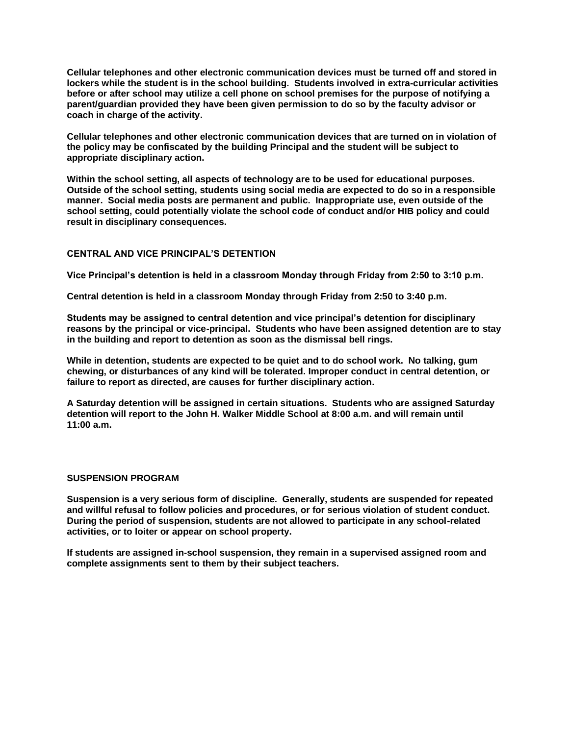**Cellular telephones and other electronic communication devices must be turned off and stored in lockers while the student is in the school building. Students involved in extra-curricular activities before or after school may utilize a cell phone on school premises for the purpose of notifying a parent/guardian provided they have been given permission to do so by the faculty advisor or coach in charge of the activity.**

**Cellular telephones and other electronic communication devices that are turned on in violation of the policy may be confiscated by the building Principal and the student will be subject to appropriate disciplinary action.**

**Within the school setting, all aspects of technology are to be used for educational purposes. Outside of the school setting, students using social media are expected to do so in a responsible manner. Social media posts are permanent and public. Inappropriate use, even outside of the school setting, could potentially violate the school code of conduct and/or HIB policy and could result in disciplinary consequences.**

## CENTRAL AND VICE PRINCIPAL'S DETENTION

**Vice Principal's detention is held in a classroom Monday through Friday from 2:50 to 3:10 p.m.**

**Central detention is held in a classroom Monday through Friday from 2:50 to 3:40 p.m.**

**Students may be assigned to central detention and vice principal's detention for disciplinary reasons by the principal or vice-principal. Students who have been assigned detention are to stay in the building and report to detention as soon as the dismissal bell rings.**

**While in detention, students are expected to be quiet and to do school work. No talking, gum chewing, or disturbances of any kind will be tolerated. Improper conduct in central detention, or failure to report as directed, are causes for further disciplinary action.**

**A Saturday detention will be assigned in certain situations. Students who are assigned Saturday detention will report to the John H. Walker Middle School at 8:00 a.m. and will remain until 11:00 a.m.**

## SUSPENSION PROGRAM

**Suspension is a very serious form of discipline. Generally, students are suspended for repeated and willful refusal to follow policies and procedures, or for serious violation of student conduct. During the period of suspension, students are not allowed to participate in any school-related activities, or to loiter or appear on school property.**

**If students are assigned in-school suspension, they remain in a supervised assigned room and complete assignments sent to them by their subject teachers.**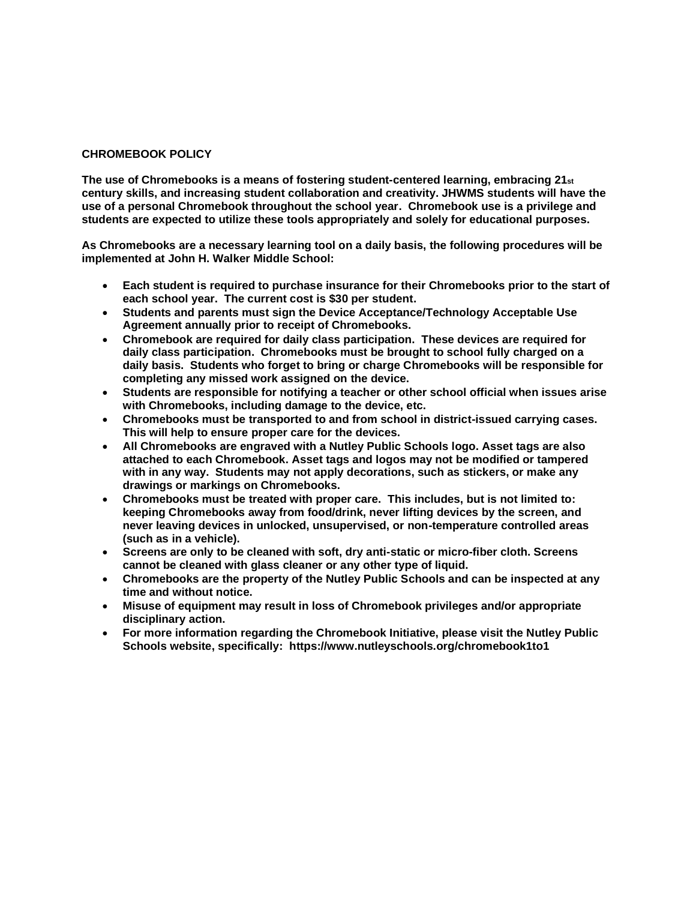## CHROMEBOOK POLICY

**The use of Chromebooks is a means of fostering student-centered learning, embracing 21st century skills, and increasing student collaboration and creativity. JHWMS students will have the use of a personal Chromebook throughout the school year. Chromebook use is a privilege and students are expected to utilize these tools appropriately and solely for educational purposes.**

**As Chromebooks are a necessary learning tool on a daily basis, the following procedures will be implemented at John H. Walker Middle School:**

- **Each student is required to purchase insurance for their Chromebooks prior to the start of each school year. The current cost is $30 per student.**
- **Students and parents must sign the Device Acceptance/Technology Acceptable Use Agreement annually prior to receipt of Chromebooks.**
- **Chromebook are required for daily class participation. These devices are required for daily class participation. Chromebooks must be brought to school fully charged on a daily basis. Students who forget to bring or charge Chromebooks will be responsible for completing any missed work assigned on the device.**
- **Students are responsible for notifying a teacher or other school official when issues arise with Chromebooks, including damage to the device, etc.**
- **Chromebooks must be transported to and from school in district-issued carrying cases. This will help to ensure proper care for the devices.**
- **All Chromebooks are engraved with a Nutley Public Schools logo. Asset tags are also attached to each Chromebook. Asset tags and logos may not be modified or tampered with in any way. Students may not apply decorations, such as stickers, or make any drawings or markings on Chromebooks.**
- **Chromebooks must be treated with proper care. This includes, but is not limited to: keeping Chromebooks away from food/drink, never lifting devices by the screen, and never leaving devices in unlocked, unsupervised, or non-temperature controlled areas (such as in a vehicle).**
- **Screens are only to be cleaned with soft, dry anti-static or micro-fiber cloth. Screens cannot be cleaned with glass cleaner or any other type of liquid.**
- **Chromebooks are the property of the Nutley Public Schools and can be inspected at any time and without notice.**
- **Misuse of equipment may result in loss of Chromebook privileges and/or appropriate disciplinary action.**
- **For more information regarding the Chromebook Initiative, please visit the Nutley Public Schools website, specifically: https://www.nutleyschools.org/chromebook1to1**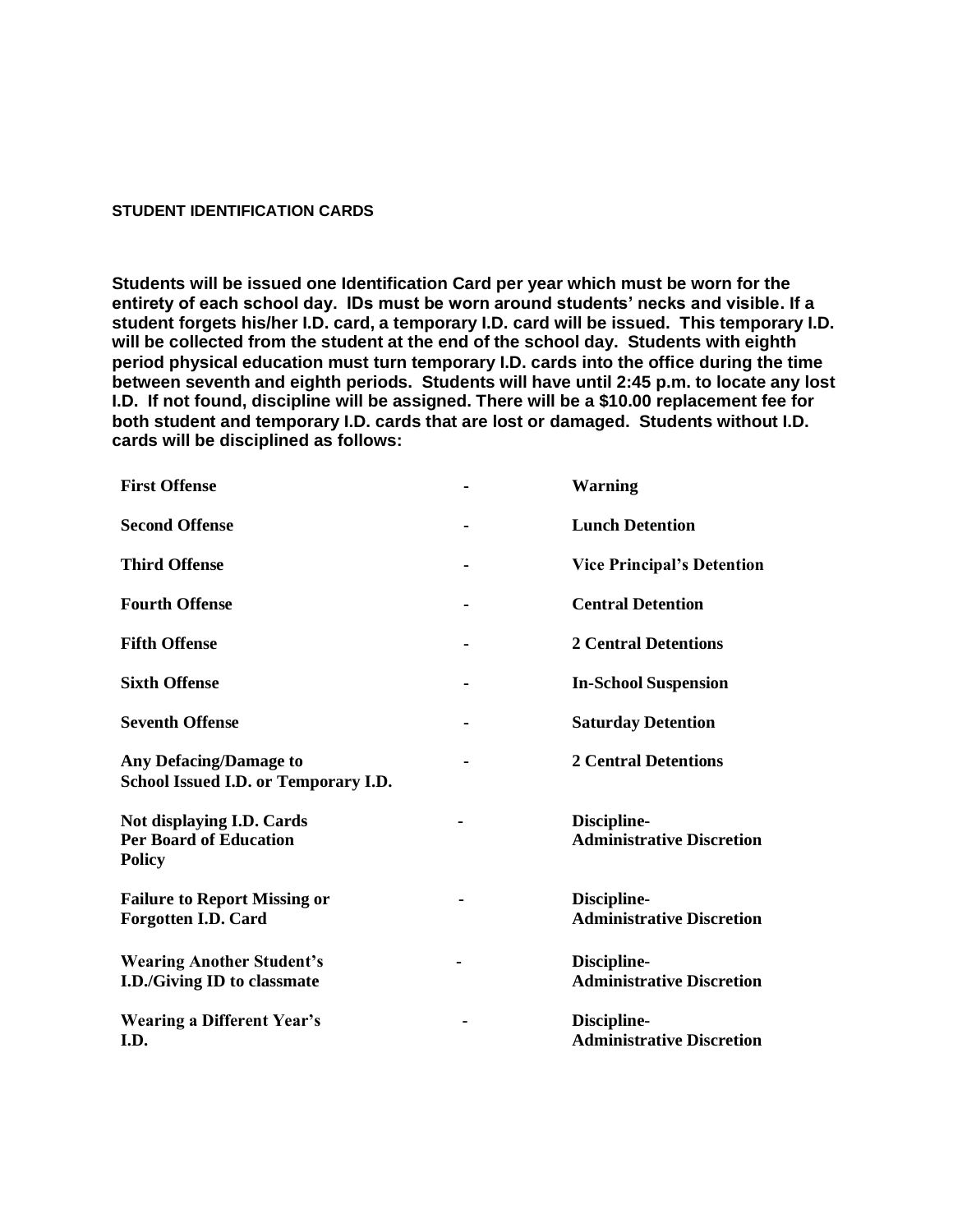## STUDENT IDENTIFICATION CARDS

**Students will be issued one Identification Card per year which must be worn for the entirety of each school day. IDs must be worn around students' necks and visible. If a student forgets his/her I.D. card, a temporary I.D. card will be issued. This temporary I.D. will be collected from the student at the end of the school day. Students with eighth period physical education must turn temporary I.D. cards into the office during the time between seventh and eighth periods. Students will have until 2:45 p.m. to locate any lost I.D. If not found, discipline will be assigned. There will be a $10.00 replacement fee for both student and temporary I.D. cards that are lost or damaged. Students without I.D. cards will be disciplined as follows:**

| Offense | | Discipline |
|---|---|---|
| **First Offense** | - | **Warning** |
| **Second Offense** | - | **Lunch Detention** |
| **Third Offense** | - | **Vice Principal's Detention** |
| **Fourth Offense** | - | **Central Detention** |
| **Fifth Offense** | - | **2 Central Detentions** |
| **Sixth Offense** | - | **In-School Suspension** |
| **Seventh Offense** | - | **Saturday Detention** |
| **Any Defacing/Damage to School Issued I.D. or Temporary I.D.** | - | **2 Central Detentions** |
| **Not displaying I.D. Cards Per Board of Education Policy** | - | **Discipline- Administrative Discretion** |
| **Failure to Report Missing or Forgotten I.D. Card** | - | **Discipline- Administrative Discretion** |
| **Wearing Another Student's I.D./Giving ID to classmate** | - | **Discipline- Administrative Discretion** |
| **Wearing a Different Year's I.D.** | - | **Discipline- Administrative Discretion** |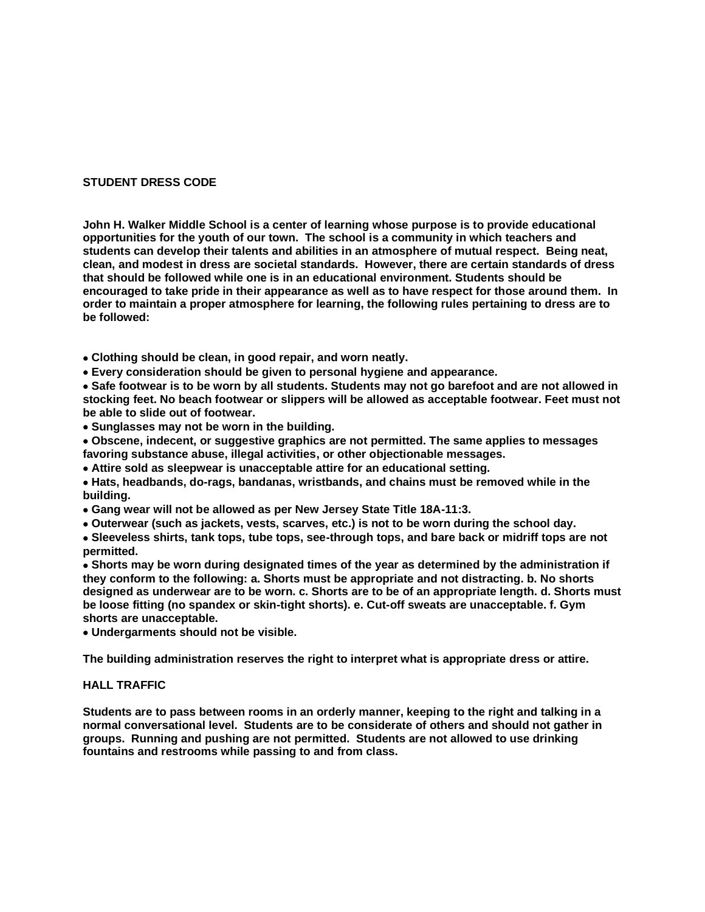## STUDENT DRESS CODE

**John H. Walker Middle School is a center of learning whose purpose is to provide educational opportunities for the youth of our town. The school is a community in which teachers and students can develop their talents and abilities in an atmosphere of mutual respect. Being neat, clean, and modest in dress are societal standards. However, there are certain standards of dress that should be followed while one is in an educational environment. Students should be encouraged to take pride in their appearance as well as to have respect for those around them. In order to maintain a proper atmosphere for learning, the following rules pertaining to dress are to be followed:**

- **Clothing should be clean, in good repair, and worn neatly.**
- **Every consideration should be given to personal hygiene and appearance.**
- **Safe footwear is to be worn by all students. Students may not go barefoot and are not allowed in stocking feet. No beach footwear or slippers will be allowed as acceptable footwear. Feet must not be able to slide out of footwear.**
- **Sunglasses may not be worn in the building.**
- **Obscene, indecent, or suggestive graphics are not permitted. The same applies to messages favoring substance abuse, illegal activities, or other objectionable messages.**
- **Attire sold as sleepwear is unacceptable attire for an educational setting.**
- **Hats, headbands, do-rags, bandanas, wristbands, and chains must be removed while in the building.**
- **Gang wear will not be allowed as per New Jersey State Title 18A-11:3.**
- **Outerwear (such as jackets, vests, scarves, etc.) is not to be worn during the school day.**
- **Sleeveless shirts, tank tops, tube tops, see-through tops, and bare back or midriff tops are not permitted.**
- **Shorts may be worn during designated times of the year as determined by the administration if they conform to the following: a. Shorts must be appropriate and not distracting. b. No shorts designed as underwear are to be worn. c. Shorts are to be of an appropriate length. d. Shorts must be loose fitting (no spandex or skin-tight shorts). e. Cut-off sweats are unacceptable. f. Gym shorts are unacceptable.**
- **Undergarments should not be visible.**

**The building administration reserves the right to interpret what is appropriate dress or attire.**

## HALL TRAFFIC

**Students are to pass between rooms in an orderly manner, keeping to the right and talking in a normal conversational level. Students are to be considerate of others and should not gather in groups. Running and pushing are not permitted. Students are not allowed to use drinking fountains and restrooms while passing to and from class.**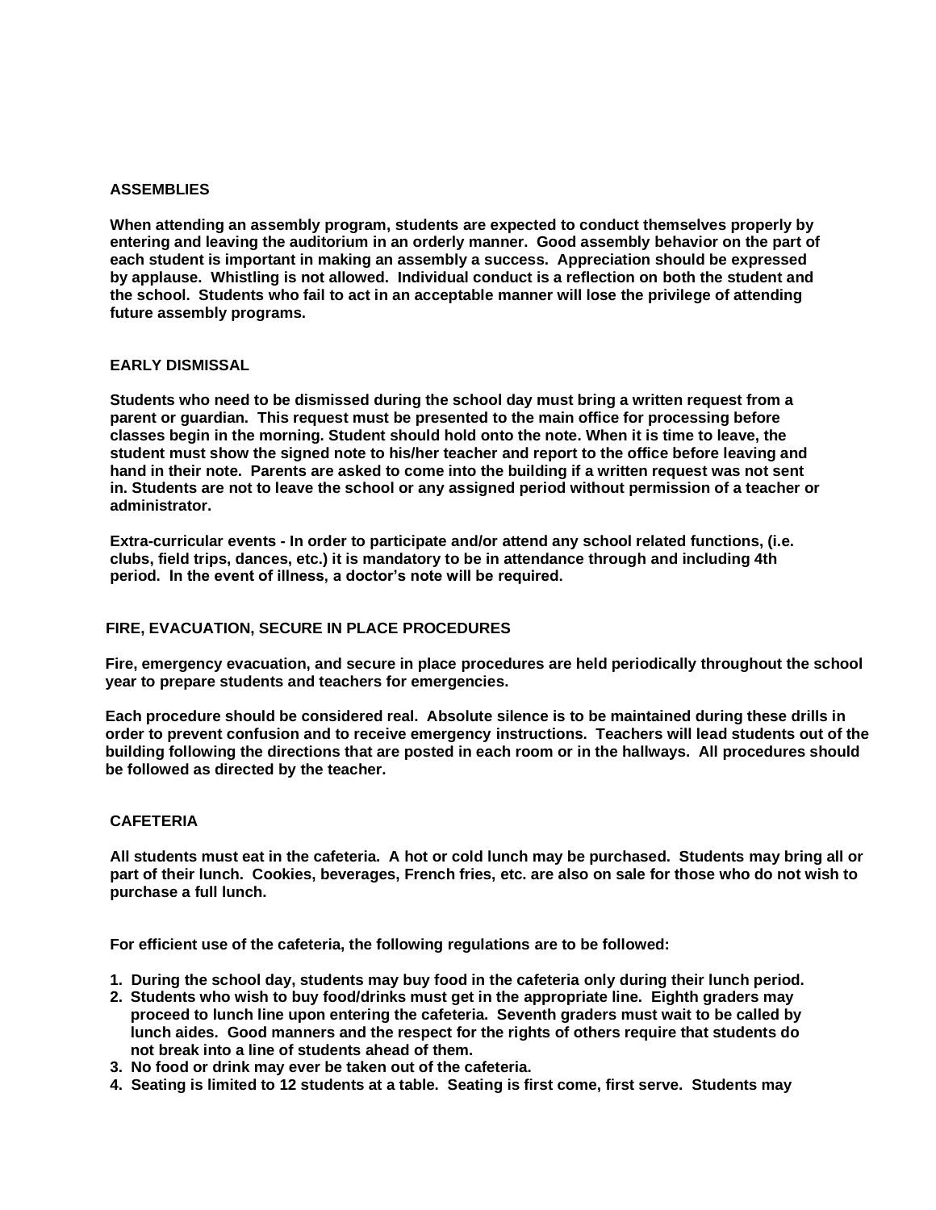## ASSEMBLIES

**When attending an assembly program, students are expected to conduct themselves properly by entering and leaving the auditorium in an orderly manner. Good assembly behavior on the part of each student is important in making an assembly a success. Appreciation should be expressed by applause. Whistling is not allowed. Individual conduct is a reflection on both the student and the school. Students who fail to act in an acceptable manner will lose the privilege of attending future assembly programs.**

## EARLY DISMISSAL

**Students who need to be dismissed during the school day must bring a written request from a parent or guardian. This request must be presented to the main office for processing before classes begin in the morning. Student should hold onto the note. When it is time to leave, the student must show the signed note to his/her teacher and report to the office before leaving and hand in their note. Parents are asked to come into the building if a written request was not sent in. Students are not to leave the school or any assigned period without permission of a teacher or administrator.**

**Extra-curricular events - In order to participate and/or attend any school related functions, (i.e. clubs, field trips, dances, etc.) it is mandatory to be in attendance through and including 4th period. In the event of illness, a doctor's note will be required.**

## FIRE, EVACUATION, SECURE IN PLACE PROCEDURES

**Fire, emergency evacuation, and secure in place procedures are held periodically throughout the school year to prepare students and teachers for emergencies.**

**Each procedure should be considered real. Absolute silence is to be maintained during these drills in order to prevent confusion and to receive emergency instructions. Teachers will lead students out of the building following the directions that are posted in each room or in the hallways. All procedures should be followed as directed by the teacher.**

## CAFETERIA

**All students must eat in the cafeteria. A hot or cold lunch may be purchased. Students may bring all or part of their lunch. Cookies, beverages, French fries, etc. are also on sale for those who do not wish to purchase a full lunch.**

**For efficient use of the cafeteria, the following regulations are to be followed:**

1. **During the school day, students may buy food in the cafeteria only during their lunch period.**
2. **Students who wish to buy food/drinks must get in the appropriate line. Eighth graders may proceed to lunch line upon entering the cafeteria. Seventh graders must wait to be called by lunch aides. Good manners and the respect for the rights of others require that students do not break into a line of students ahead of them.**
3. **No food or drink may ever be taken out of the cafeteria.**
4. **Seating is limited to 12 students at a table. Seating is first come, first serve. Students may**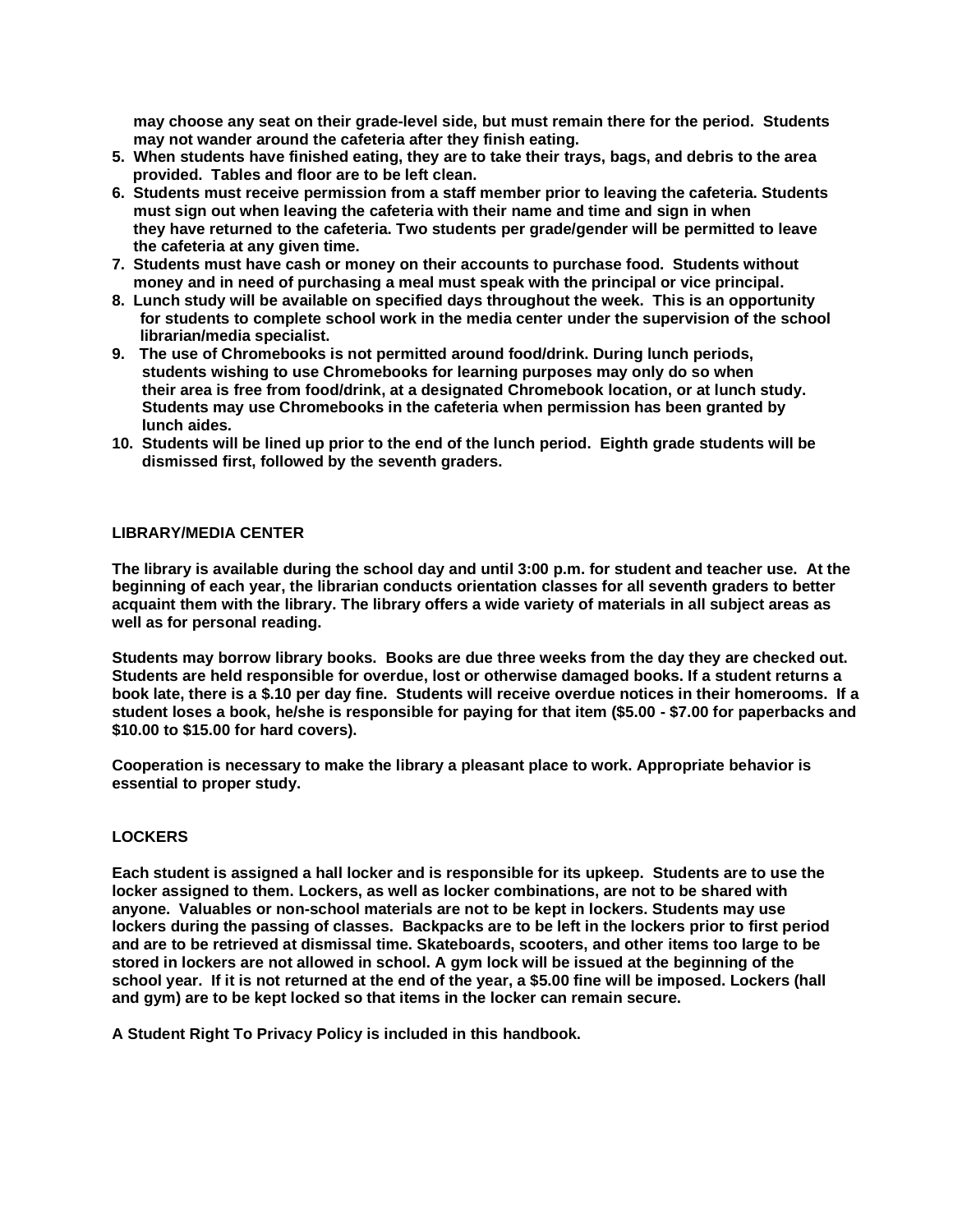may choose any seat on their grade-level side, but must remain there for the period. Students may not wander around the cafeteria after they finish eating.

5. When students have finished eating, they are to take their trays, bags, and debris to the area provided. Tables and floor are to be left clean.
6. Students must receive permission from a staff member prior to leaving the cafeteria. Students must sign out when leaving the cafeteria with their name and time and sign in when they have returned to the cafeteria. Two students per grade/gender will be permitted to leave the cafeteria at any given time.
7. Students must have cash or money on their accounts to purchase food. Students without money and in need of purchasing a meal must speak with the principal or vice principal.
8. Lunch study will be available on specified days throughout the week. This is an opportunity for students to complete school work in the media center under the supervision of the school librarian/media specialist.
9. The use of Chromebooks is not permitted around food/drink. During lunch periods, students wishing to use Chromebooks for learning purposes may only do so when their area is free from food/drink, at a designated Chromebook location, or at lunch study. Students may use Chromebooks in the cafeteria when permission has been granted by lunch aides.
10. Students will be lined up prior to the end of the lunch period. Eighth grade students will be dismissed first, followed by the seventh graders.

## LIBRARY/MEDIA CENTER

The library is available during the school day and until 3:00 p.m. for student and teacher use. At the beginning of each year, the librarian conducts orientation classes for all seventh graders to better acquaint them with the library. The library offers a wide variety of materials in all subject areas as well as for personal reading.

Students may borrow library books. Books are due three weeks from the day they are checked out. Students are held responsible for overdue, lost or otherwise damaged books. If a student returns a book late, there is a $.10 per day fine. Students will receive overdue notices in their homerooms. If a student loses a book, he/she is responsible for paying for that item ($5.00 - $7.00 for paperbacks and $10.00 to $15.00 for hard covers).

Cooperation is necessary to make the library a pleasant place to work. Appropriate behavior is essential to proper study.

## LOCKERS

Each student is assigned a hall locker and is responsible for its upkeep. Students are to use the locker assigned to them. Lockers, as well as locker combinations, are not to be shared with anyone. Valuables or non-school materials are not to be kept in lockers. Students may use lockers during the passing of classes. Backpacks are to be left in the lockers prior to first period and are to be retrieved at dismissal time. Skateboards, scooters, and other items too large to be stored in lockers are not allowed in school. A gym lock will be issued at the beginning of the school year. If it is not returned at the end of the year, a $5.00 fine will be imposed. Lockers (hall and gym) are to be kept locked so that items in the locker can remain secure.

A Student Right To Privacy Policy is included in this handbook.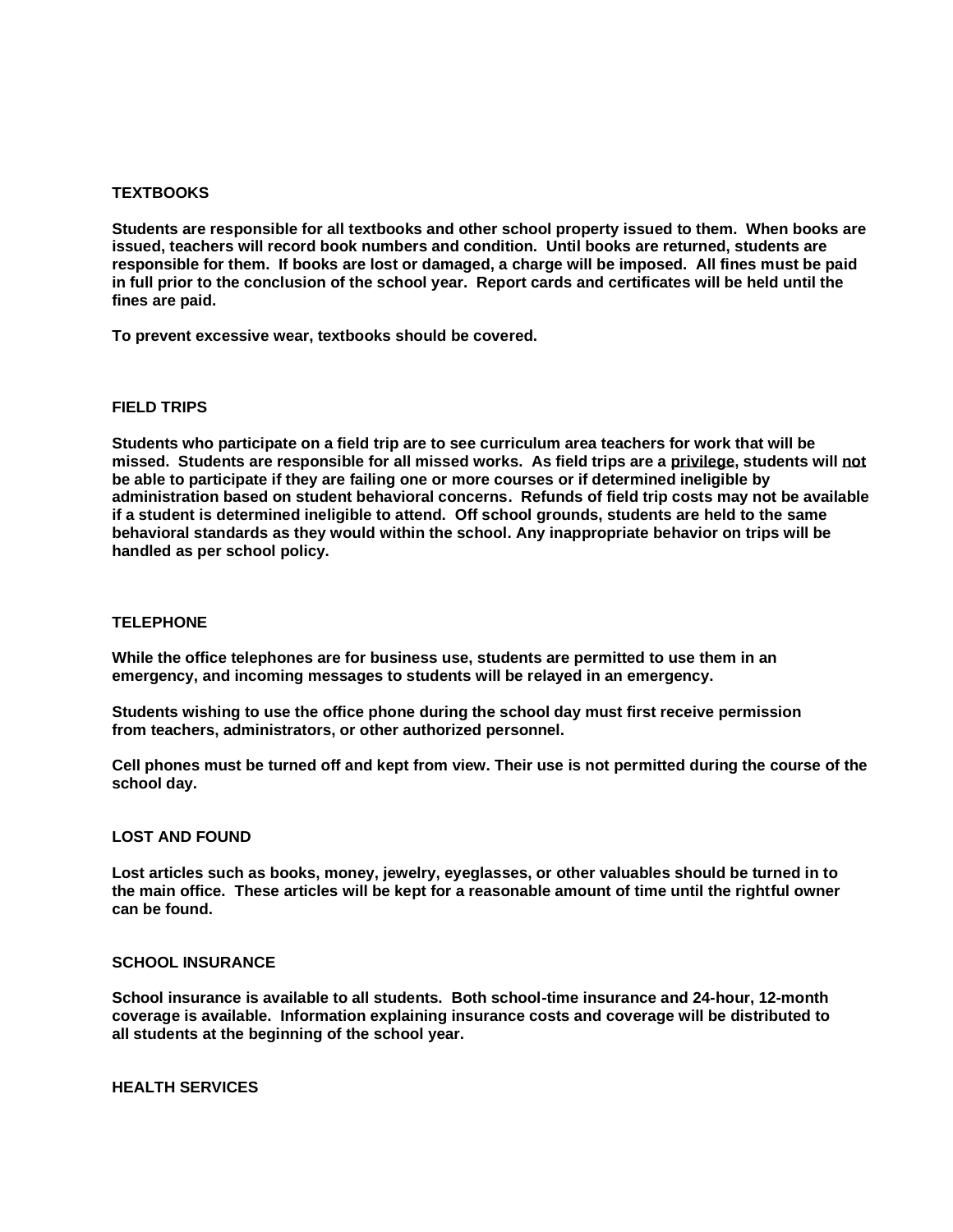### TEXTBOOKS

**Students are responsible for all textbooks and other school property issued to them. When books are issued, teachers will record book numbers and condition. Until books are returned, students are responsible for them. If books are lost or damaged, a charge will be imposed. All fines must be paid in full prior to the conclusion of the school year. Report cards and certificates will be held until the fines are paid.**

**To prevent excessive wear, textbooks should be covered.**

### FIELD TRIPS

**Students who participate on a field trip are to see curriculum area teachers for work that will be missed. Students are responsible for all missed works. As field trips are a <u>privilege</u>, students will <u>not</u> be able to participate if they are failing one or more courses or if determined ineligible by administration based on student behavioral concerns. Refunds of field trip costs may not be available if a student is determined ineligible to attend. Off school grounds, students are held to the same behavioral standards as they would within the school. Any inappropriate behavior on trips will be handled as per school policy.**

### TELEPHONE

**While the office telephones are for business use, students are permitted to use them in an emergency, and incoming messages to students will be relayed in an emergency.**

**Students wishing to use the office phone during the school day must first receive permission from teachers, administrators, or other authorized personnel.**

**Cell phones must be turned off and kept from view. Their use is not permitted during the course of the school day.**

### LOST AND FOUND

**Lost articles such as books, money, jewelry, eyeglasses, or other valuables should be turned in to the main office. These articles will be kept for a reasonable amount of time until the rightful owner can be found.**

### SCHOOL INSURANCE

**School insurance is available to all students. Both school-time insurance and 24-hour, 12-month coverage is available. Information explaining insurance costs and coverage will be distributed to all students at the beginning of the school year.**

### HEALTH SERVICES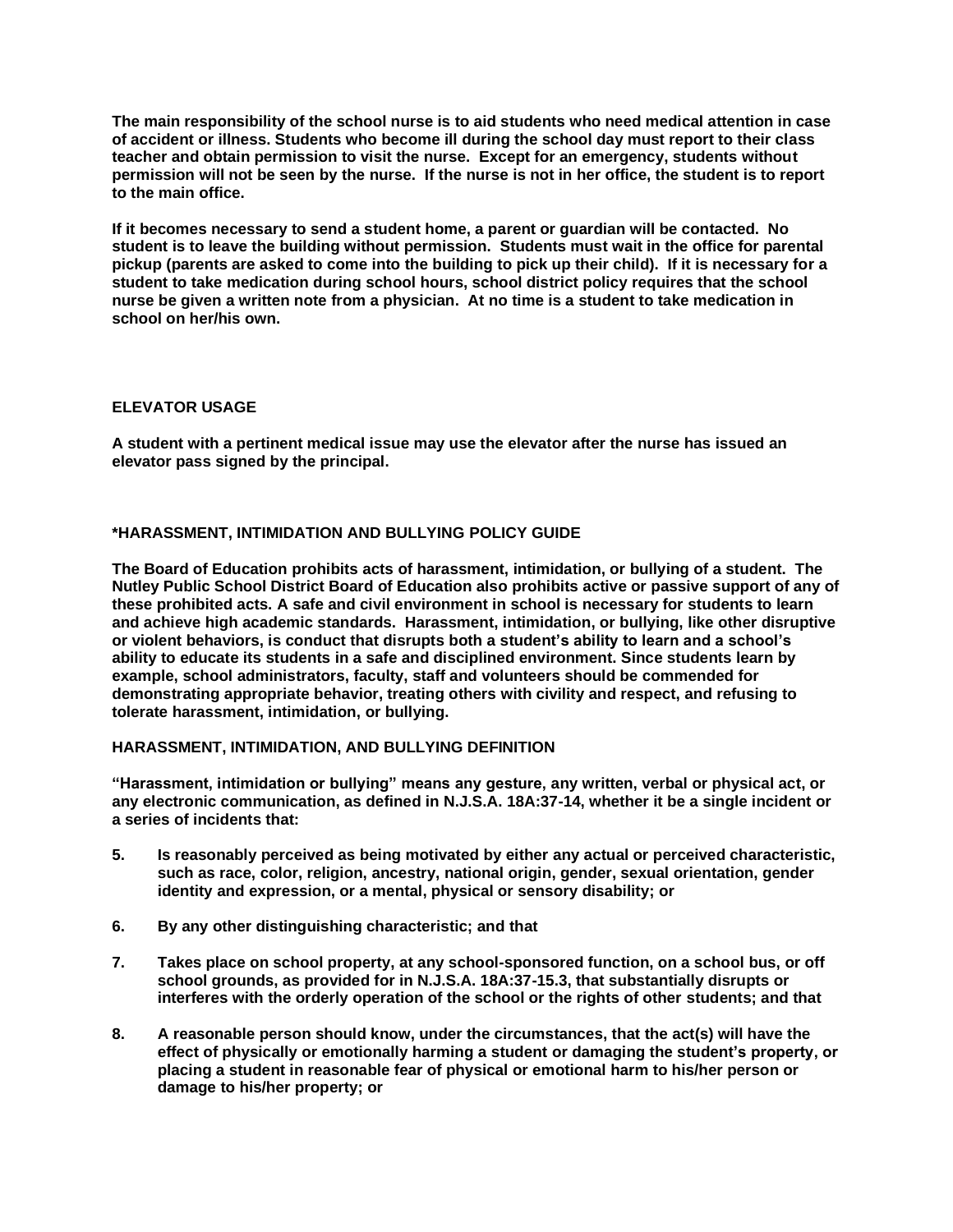**The main responsibility of the school nurse is to aid students who need medical attention in case of accident or illness. Students who become ill during the school day must report to their class teacher and obtain permission to visit the nurse. Except for an emergency, students without permission will not be seen by the nurse. If the nurse is not in her office, the student is to report to the main office.**

**If it becomes necessary to send a student home, a parent or guardian will be contacted. No student is to leave the building without permission. Students must wait in the office for parental pickup (parents are asked to come into the building to pick up their child). If it is necessary for a student to take medication during school hours, school district policy requires that the school nurse be given a written note from a physician. At no time is a student to take medication in school on her/his own.**

## ELEVATOR USAGE

**A student with a pertinent medical issue may use the elevator after the nurse has issued an elevator pass signed by the principal.**

## *HARASSMENT, INTIMIDATION AND BULLYING POLICY GUIDE

**The Board of Education prohibits acts of harassment, intimidation, or bullying of a student. The Nutley Public School District Board of Education also prohibits active or passive support of any of these prohibited acts. A safe and civil environment in school is necessary for students to learn and achieve high academic standards. Harassment, intimidation, or bullying, like other disruptive or violent behaviors, is conduct that disrupts both a student's ability to learn and a school's ability to educate its students in a safe and disciplined environment. Since students learn by example, school administrators, faculty, staff and volunteers should be commended for demonstrating appropriate behavior, treating others with civility and respect, and refusing to tolerate harassment, intimidation, or bullying.**

## HARASSMENT, INTIMIDATION, AND BULLYING DEFINITION

**"Harassment, intimidation or bullying" means any gesture, any written, verbal or physical act, or any electronic communication, as defined in N.J.S.A. 18A:37-14, whether it be a single incident or a series of incidents that:**

5. **Is reasonably perceived as being motivated by either any actual or perceived characteristic, such as race, color, religion, ancestry, national origin, gender, sexual orientation, gender identity and expression, or a mental, physical or sensory disability; or**

6. **By any other distinguishing characteristic; and that**

7. **Takes place on school property, at any school-sponsored function, on a school bus, or off school grounds, as provided for in N.J.S.A. 18A:37-15.3, that substantially disrupts or interferes with the orderly operation of the school or the rights of other students; and that**

8. **A reasonable person should know, under the circumstances, that the act(s) will have the effect of physically or emotionally harming a student or damaging the student's property, or placing a student in reasonable fear of physical or emotional harm to his/her person or damage to his/her property; or**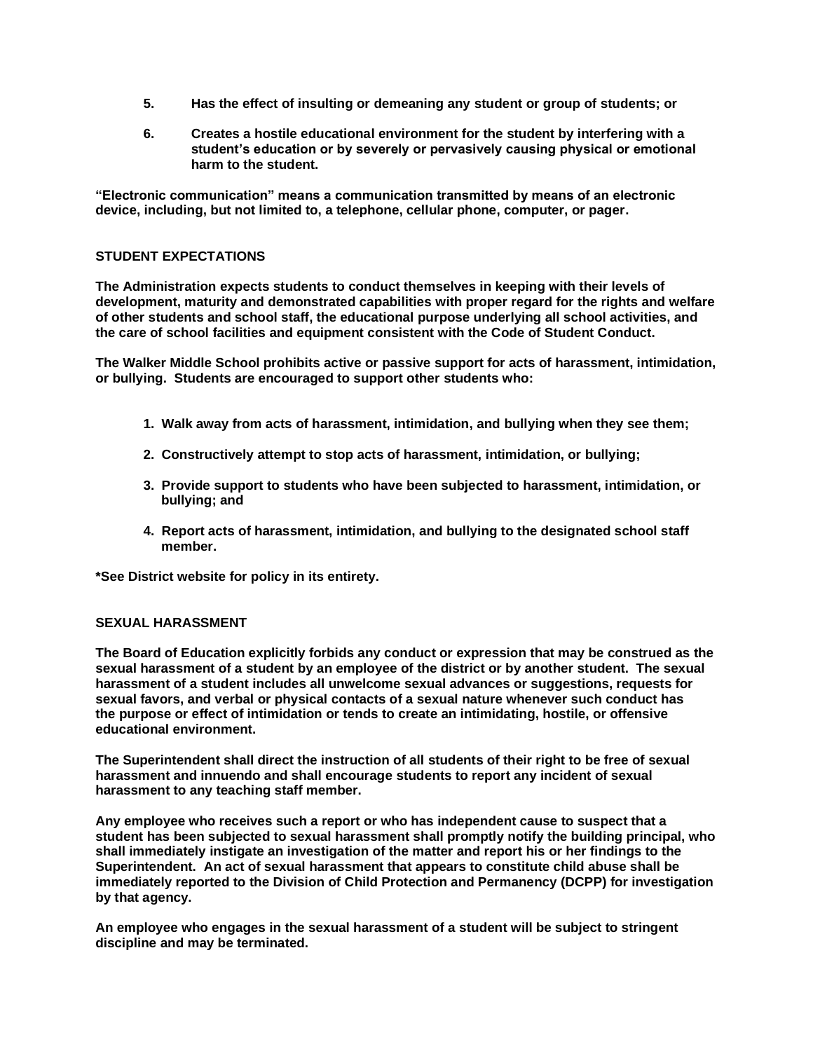5. **Has the effect of insulting or demeaning any student or group of students; or**

6. **Creates a hostile educational environment for the student by interfering with a student's education or by severely or pervasively causing physical or emotional harm to the student.**

**"Electronic communication" means a communication transmitted by means of an electronic device, including, but not limited to, a telephone, cellular phone, computer, or pager.**

## STUDENT EXPECTATIONS

**The Administration expects students to conduct themselves in keeping with their levels of development, maturity and demonstrated capabilities with proper regard for the rights and welfare of other students and school staff, the educational purpose underlying all school activities, and the care of school facilities and equipment consistent with the Code of Student Conduct.**

**The Walker Middle School prohibits active or passive support for acts of harassment, intimidation, or bullying. Students are encouraged to support other students who:**

1. **Walk away from acts of harassment, intimidation, and bullying when they see them;**
2. **Constructively attempt to stop acts of harassment, intimidation, or bullying;**
3. **Provide support to students who have been subjected to harassment, intimidation, or bullying; and**
4. **Report acts of harassment, intimidation, and bullying to the designated school staff member.**

***See District website for policy in its entirety.**

## SEXUAL HARASSMENT

**The Board of Education explicitly forbids any conduct or expression that may be construed as the sexual harassment of a student by an employee of the district or by another student. The sexual harassment of a student includes all unwelcome sexual advances or suggestions, requests for sexual favors, and verbal or physical contacts of a sexual nature whenever such conduct has the purpose or effect of intimidation or tends to create an intimidating, hostile, or offensive educational environment.**

**The Superintendent shall direct the instruction of all students of their right to be free of sexual harassment and innuendo and shall encourage students to report any incident of sexual harassment to any teaching staff member.**

**Any employee who receives such a report or who has independent cause to suspect that a student has been subjected to sexual harassment shall promptly notify the building principal, who shall immediately instigate an investigation of the matter and report his or her findings to the Superintendent. An act of sexual harassment that appears to constitute child abuse shall be immediately reported to the Division of Child Protection and Permanency (DCPP) for investigation by that agency.**

**An employee who engages in the sexual harassment of a student will be subject to stringent discipline and may be terminated.**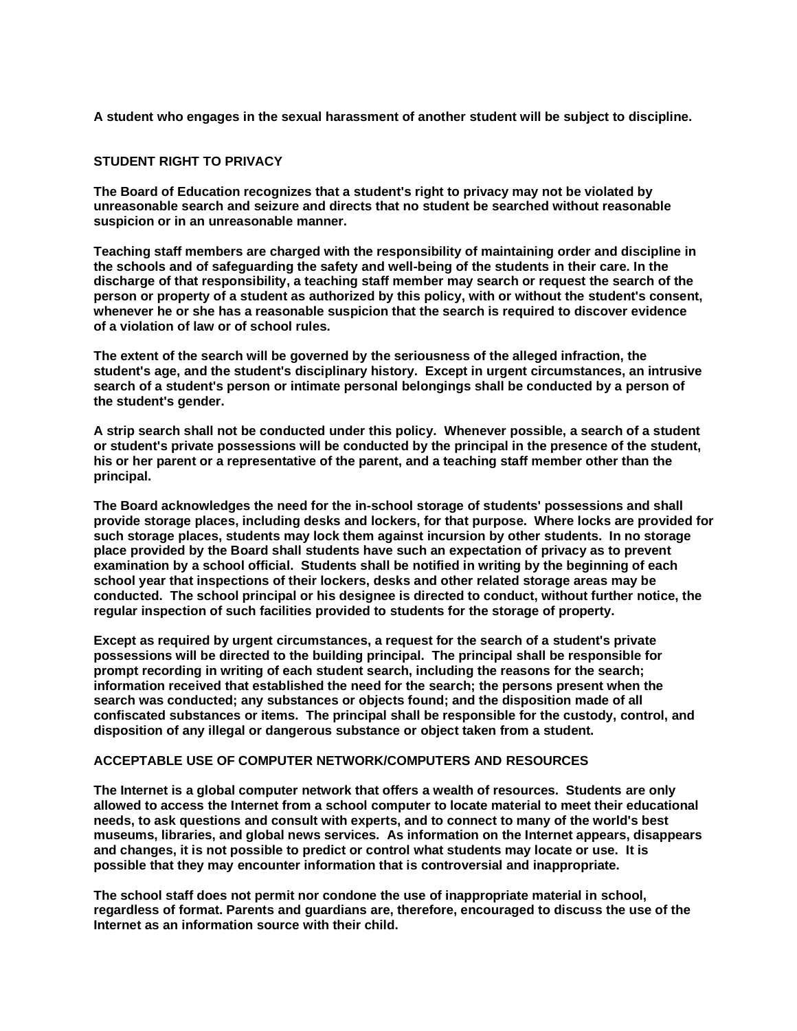**A student who engages in the sexual harassment of another student will be subject to discipline.**

## STUDENT RIGHT TO PRIVACY

**The Board of Education recognizes that a student's right to privacy may not be violated by unreasonable search and seizure and directs that no student be searched without reasonable suspicion or in an unreasonable manner.**

**Teaching staff members are charged with the responsibility of maintaining order and discipline in the schools and of safeguarding the safety and well-being of the students in their care. In the discharge of that responsibility, a teaching staff member may search or request the search of the person or property of a student as authorized by this policy, with or without the student's consent, whenever he or she has a reasonable suspicion that the search is required to discover evidence of a violation of law or of school rules.**

**The extent of the search will be governed by the seriousness of the alleged infraction, the student's age, and the student's disciplinary history. Except in urgent circumstances, an intrusive search of a student's person or intimate personal belongings shall be conducted by a person of the student's gender.**

**A strip search shall not be conducted under this policy. Whenever possible, a search of a student or student's private possessions will be conducted by the principal in the presence of the student, his or her parent or a representative of the parent, and a teaching staff member other than the principal.**

**The Board acknowledges the need for the in-school storage of students' possessions and shall provide storage places, including desks and lockers, for that purpose. Where locks are provided for such storage places, students may lock them against incursion by other students. In no storage place provided by the Board shall students have such an expectation of privacy as to prevent examination by a school official. Students shall be notified in writing by the beginning of each school year that inspections of their lockers, desks and other related storage areas may be conducted. The school principal or his designee is directed to conduct, without further notice, the regular inspection of such facilities provided to students for the storage of property.**

**Except as required by urgent circumstances, a request for the search of a student's private possessions will be directed to the building principal. The principal shall be responsible for prompt recording in writing of each student search, including the reasons for the search; information received that established the need for the search; the persons present when the search was conducted; any substances or objects found; and the disposition made of all confiscated substances or items. The principal shall be responsible for the custody, control, and disposition of any illegal or dangerous substance or object taken from a student.**

## ACCEPTABLE USE OF COMPUTER NETWORK/COMPUTERS AND RESOURCES

**The Internet is a global computer network that offers a wealth of resources. Students are only allowed to access the Internet from a school computer to locate material to meet their educational needs, to ask questions and consult with experts, and to connect to many of the world's best museums, libraries, and global news services. As information on the Internet appears, disappears and changes, it is not possible to predict or control what students may locate or use. It is possible that they may encounter information that is controversial and inappropriate.**

**The school staff does not permit nor condone the use of inappropriate material in school, regardless of format. Parents and guardians are, therefore, encouraged to discuss the use of the Internet as an information source with their child.**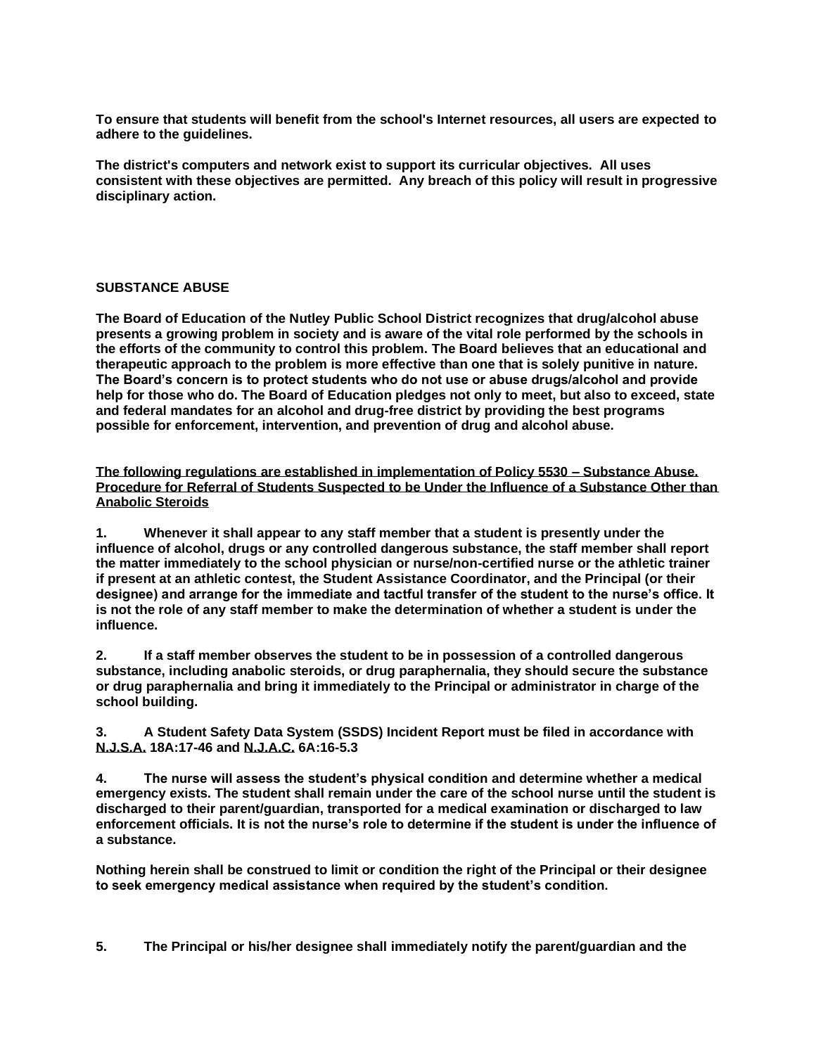**To ensure that students will benefit from the school's Internet resources, all users are expected to adhere to the guidelines.**

**The district's computers and network exist to support its curricular objectives. All uses consistent with these objectives are permitted. Any breach of this policy will result in progressive disciplinary action.**

## SUBSTANCE ABUSE

**The Board of Education of the Nutley Public School District recognizes that drug/alcohol abuse presents a growing problem in society and is aware of the vital role performed by the schools in the efforts of the community to control this problem. The Board believes that an educational and therapeutic approach to the problem is more effective than one that is solely punitive in nature. The Board's concern is to protect students who do not use or abuse drugs/alcohol and provide help for those who do. The Board of Education pledges not only to meet, but also to exceed, state and federal mandates for an alcohol and drug-free district by providing the best programs possible for enforcement, intervention, and prevention of drug and alcohol abuse.**

**The following regulations are established in implementation of Policy 5530 – Substance Abuse. Procedure for Referral of Students Suspected to be Under the Influence of a Substance Other than Anabolic Steroids**

**1. Whenever it shall appear to any staff member that a student is presently under the influence of alcohol, drugs or any controlled dangerous substance, the staff member shall report the matter immediately to the school physician or nurse/non-certified nurse or the athletic trainer if present at an athletic contest, the Student Assistance Coordinator, and the Principal (or their designee) and arrange for the immediate and tactful transfer of the student to the nurse's office. It is not the role of any staff member to make the determination of whether a student is under the influence.**

**2. If a staff member observes the student to be in possession of a controlled dangerous substance, including anabolic steroids, or drug paraphernalia, they should secure the substance or drug paraphernalia and bring it immediately to the Principal or administrator in charge of the school building.**

**3. A Student Safety Data System (SSDS) Incident Report must be filed in accordance with N.J.S.A. 18A:17-46 and N.J.A.C. 6A:16-5.3**

**4. The nurse will assess the student's physical condition and determine whether a medical emergency exists. The student shall remain under the care of the school nurse until the student is discharged to their parent/guardian, transported for a medical examination or discharged to law enforcement officials. It is not the nurse's role to determine if the student is under the influence of a substance.**

**Nothing herein shall be construed to limit or condition the right of the Principal or their designee to seek emergency medical assistance when required by the student's condition.**

**5. The Principal or his/her designee shall immediately notify the parent/guardian and the**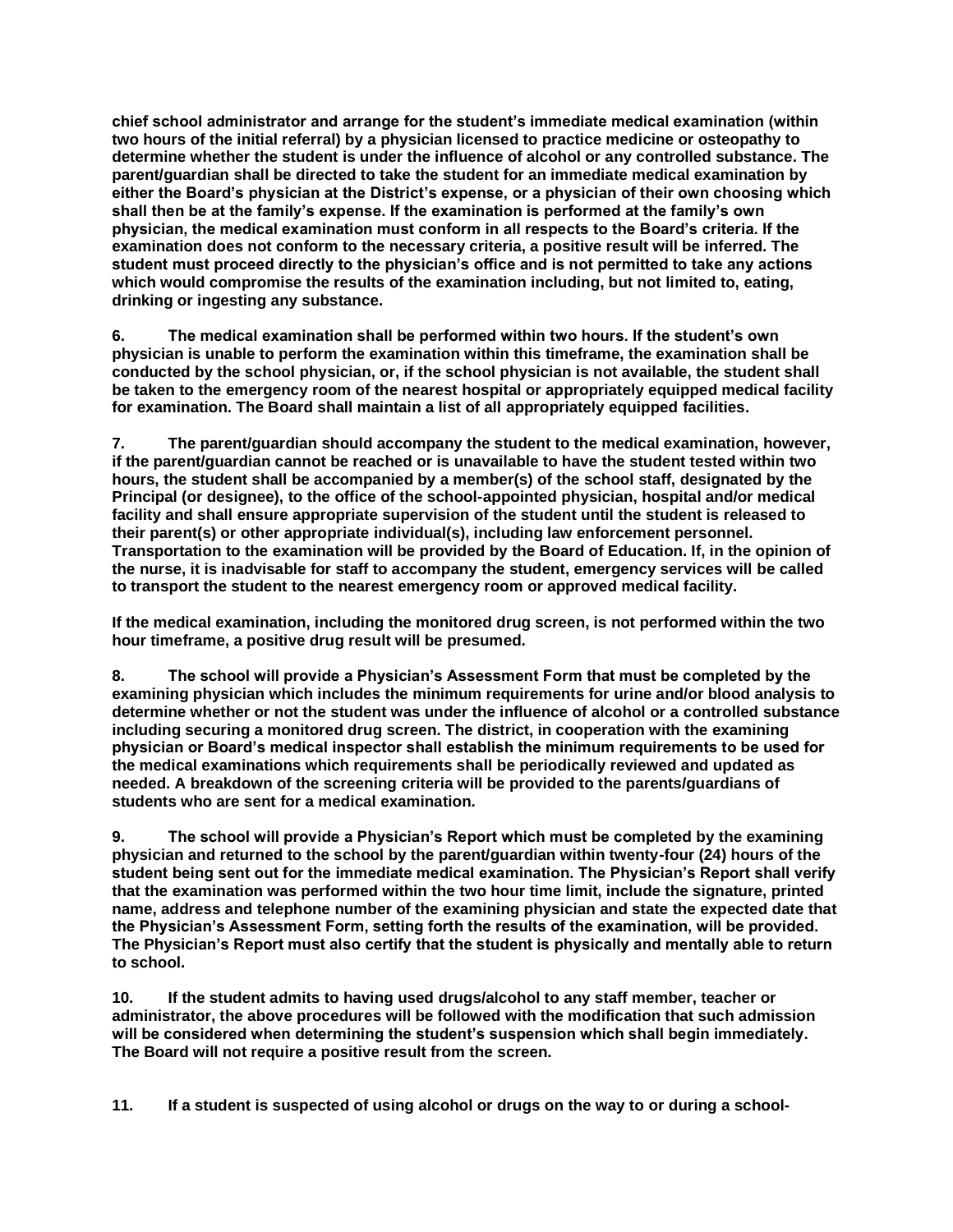**chief school administrator and arrange for the student's immediate medical examination (within two hours of the initial referral) by a physician licensed to practice medicine or osteopathy to determine whether the student is under the influence of alcohol or any controlled substance. The parent/guardian shall be directed to take the student for an immediate medical examination by either the Board's physician at the District's expense, or a physician of their own choosing which shall then be at the family's expense. If the examination is performed at the family's own physician, the medical examination must conform in all respects to the Board's criteria. If the examination does not conform to the necessary criteria, a positive result will be inferred. The student must proceed directly to the physician's office and is not permitted to take any actions which would compromise the results of the examination including, but not limited to, eating, drinking or ingesting any substance.**

**6. The medical examination shall be performed within two hours. If the student's own physician is unable to perform the examination within this timeframe, the examination shall be conducted by the school physician, or, if the school physician is not available, the student shall be taken to the emergency room of the nearest hospital or appropriately equipped medical facility for examination. The Board shall maintain a list of all appropriately equipped facilities.**

**7. The parent/guardian should accompany the student to the medical examination, however, if the parent/guardian cannot be reached or is unavailable to have the student tested within two hours, the student shall be accompanied by a member(s) of the school staff, designated by the Principal (or designee), to the office of the school-appointed physician, hospital and/or medical facility and shall ensure appropriate supervision of the student until the student is released to their parent(s) or other appropriate individual(s), including law enforcement personnel. Transportation to the examination will be provided by the Board of Education. If, in the opinion of the nurse, it is inadvisable for staff to accompany the student, emergency services will be called to transport the student to the nearest emergency room or approved medical facility.**

**If the medical examination, including the monitored drug screen, is not performed within the two hour timeframe, a positive drug result will be presumed.**

**8. The school will provide a Physician's Assessment Form that must be completed by the examining physician which includes the minimum requirements for urine and/or blood analysis to determine whether or not the student was under the influence of alcohol or a controlled substance including securing a monitored drug screen. The district, in cooperation with the examining physician or Board's medical inspector shall establish the minimum requirements to be used for the medical examinations which requirements shall be periodically reviewed and updated as needed. A breakdown of the screening criteria will be provided to the parents/guardians of students who are sent for a medical examination.**

**9. The school will provide a Physician's Report which must be completed by the examining physician and returned to the school by the parent/guardian within twenty-four (24) hours of the student being sent out for the immediate medical examination. The Physician's Report shall verify that the examination was performed within the two hour time limit, include the signature, printed name, address and telephone number of the examining physician and state the expected date that the Physician's Assessment Form, setting forth the results of the examination, will be provided. The Physician's Report must also certify that the student is physically and mentally able to return to school.**

**10. If the student admits to having used drugs/alcohol to any staff member, teacher or administrator, the above procedures will be followed with the modification that such admission will be considered when determining the student's suspension which shall begin immediately. The Board will not require a positive result from the screen.**

**11. If a student is suspected of using alcohol or drugs on the way to or during a school-**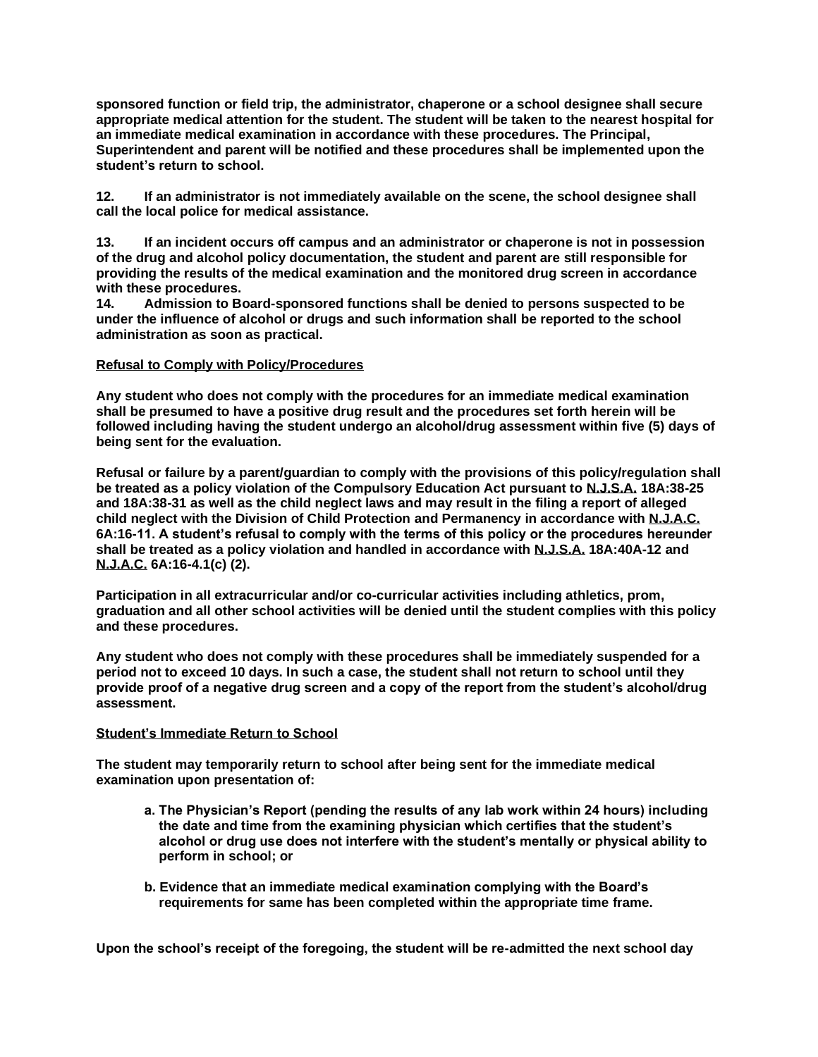**sponsored function or field trip, the administrator, chaperone or a school designee shall secure appropriate medical attention for the student. The student will be taken to the nearest hospital for an immediate medical examination in accordance with these procedures. The Principal, Superintendent and parent will be notified and these procedures shall be implemented upon the student's return to school.**

**12. If an administrator is not immediately available on the scene, the school designee shall call the local police for medical assistance.**

**13. If an incident occurs off campus and an administrator or chaperone is not in possession of the drug and alcohol policy documentation, the student and parent are still responsible for providing the results of the medical examination and the monitored drug screen in accordance with these procedures.**

**14. Admission to Board-sponsored functions shall be denied to persons suspected to be under the influence of alcohol or drugs and such information shall be reported to the school administration as soon as practical.**

**<u>Refusal to Comply with Policy/Procedures</u>**

**Any student who does not comply with the procedures for an immediate medical examination shall be presumed to have a positive drug result and the procedures set forth herein will be followed including having the student undergo an alcohol/drug assessment within five (5) days of being sent for the evaluation.**

**Refusal or failure by a parent/guardian to comply with the provisions of this policy/regulation shall be treated as a policy violation of the Compulsory Education Act pursuant to <u>N.J.S.A.</u> 18A:38-25 and 18A:38-31 as well as the child neglect laws and may result in the filing a report of alleged child neglect with the Division of Child Protection and Permanency in accordance with <u>N.J.A.C.</u> 6A:16-11. A student's refusal to comply with the terms of this policy or the procedures hereunder shall be treated as a policy violation and handled in accordance with <u>N.J.S.A.</u> 18A:40A-12 and <u>N.J.A.C.</u> 6A:16-4.1(c) (2).**

**Participation in all extracurricular and/or co-curricular activities including athletics, prom, graduation and all other school activities will be denied until the student complies with this policy and these procedures.**

**Any student who does not comply with these procedures shall be immediately suspended for a period not to exceed 10 days. In such a case, the student shall not return to school until they provide proof of a negative drug screen and a copy of the report from the student's alcohol/drug assessment.**

**<u>Student's Immediate Return to School</u>**

**The student may temporarily return to school after being sent for the immediate medical examination upon presentation of:**

- **a. The Physician's Report (pending the results of any lab work within 24 hours) including the date and time from the examining physician which certifies that the student's alcohol or drug use does not interfere with the student's mentally or physical ability to perform in school; or**
- **b. Evidence that an immediate medical examination complying with the Board's requirements for same has been completed within the appropriate time frame.**

**Upon the school's receipt of the foregoing, the student will be re-admitted the next school day**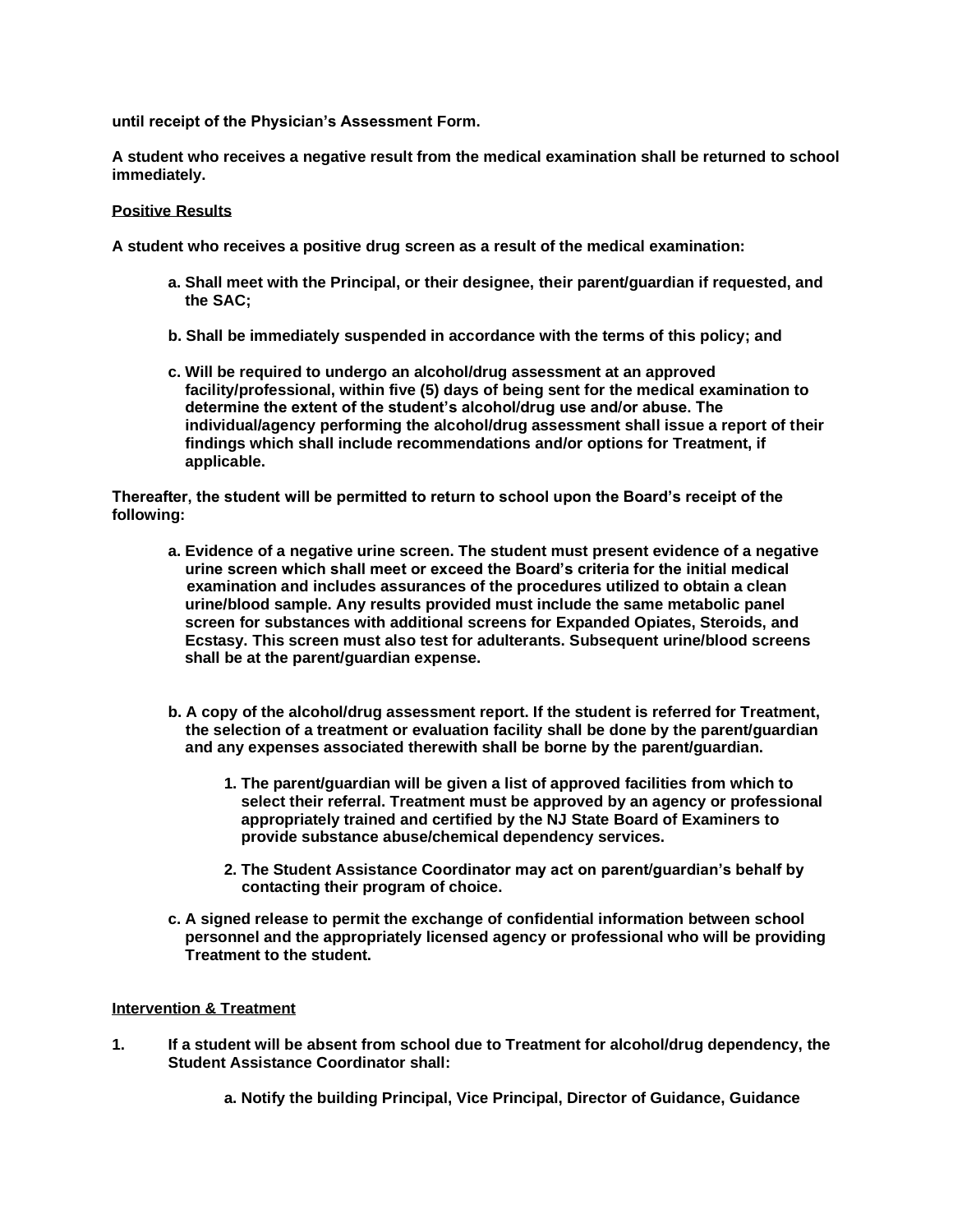**until receipt of the Physician's Assessment Form.**

**A student who receives a negative result from the medical examination shall be returned to school immediately.**

**Positive Results**

**A student who receives a positive drug screen as a result of the medical examination:**

> **a. Shall meet with the Principal, or their designee, their parent/guardian if requested, and the SAC;**
>
> **b. Shall be immediately suspended in accordance with the terms of this policy; and**
>
> **c. Will be required to undergo an alcohol/drug assessment at an approved facility/professional, within five (5) days of being sent for the medical examination to determine the extent of the student's alcohol/drug use and/or abuse. The individual/agency performing the alcohol/drug assessment shall issue a report of their findings which shall include recommendations and/or options for Treatment, if applicable.**

**Thereafter, the student will be permitted to return to school upon the Board's receipt of the following:**

> **a. Evidence of a negative urine screen. The student must present evidence of a negative urine screen which shall meet or exceed the Board's criteria for the initial medical examination and includes assurances of the procedures utilized to obtain a clean urine/blood sample. Any results provided must include the same metabolic panel screen for substances with additional screens for Expanded Opiates, Steroids, and Ecstasy. This screen must also test for adulterants. Subsequent urine/blood screens shall be at the parent/guardian expense.**
>
> **b. A copy of the alcohol/drug assessment report. If the student is referred for Treatment, the selection of a treatment or evaluation facility shall be done by the parent/guardian and any expenses associated therewith shall be borne by the parent/guardian.**
>
> > **1. The parent/guardian will be given a list of approved facilities from which to select their referral. Treatment must be approved by an agency or professional appropriately trained and certified by the NJ State Board of Examiners to provide substance abuse/chemical dependency services.**
> >
> > **2. The Student Assistance Coordinator may act on parent/guardian's behalf by contacting their program of choice.**
>
> **c. A signed release to permit the exchange of confidential information between school personnel and the appropriately licensed agency or professional who will be providing Treatment to the student.**

**Intervention & Treatment**

**1. If a student will be absent from school due to Treatment for alcohol/drug dependency, the Student Assistance Coordinator shall:**

> **a. Notify the building Principal, Vice Principal, Director of Guidance, Guidance**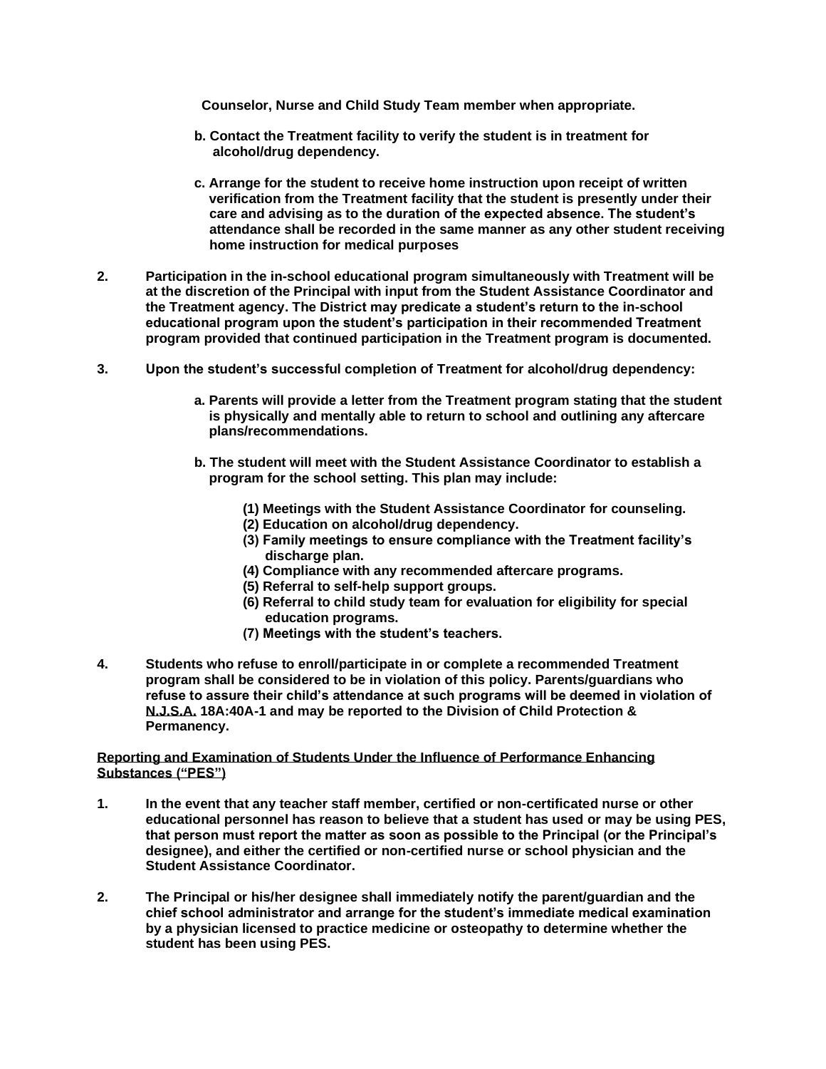**Counselor, Nurse and Child Study Team member when appropriate.**

**b. Contact the Treatment facility to verify the student is in treatment for alcohol/drug dependency.**

**c. Arrange for the student to receive home instruction upon receipt of written verification from the Treatment facility that the student is presently under their care and advising as to the duration of the expected absence. The student's attendance shall be recorded in the same manner as any other student receiving home instruction for medical purposes**

**2. Participation in the in-school educational program simultaneously with Treatment will be at the discretion of the Principal with input from the Student Assistance Coordinator and the Treatment agency. The District may predicate a student's return to the in-school educational program upon the student's participation in their recommended Treatment program provided that continued participation in the Treatment program is documented.**

**3. Upon the student's successful completion of Treatment for alcohol/drug dependency:**

**a. Parents will provide a letter from the Treatment program stating that the student is physically and mentally able to return to school and outlining any aftercare plans/recommendations.**

**b. The student will meet with the Student Assistance Coordinator to establish a program for the school setting. This plan may include:**

**(1) Meetings with the Student Assistance Coordinator for counseling.**
**(2) Education on alcohol/drug dependency.**
**(3) Family meetings to ensure compliance with the Treatment facility's discharge plan.**
**(4) Compliance with any recommended aftercare programs.**
**(5) Referral to self-help support groups.**
**(6) Referral to child study team for evaluation for eligibility for special education programs.**
**(7) Meetings with the student's teachers.**

**4. Students who refuse to enroll/participate in or complete a recommended Treatment program shall be considered to be in violation of this policy. Parents/guardians who refuse to assure their child's attendance at such programs will be deemed in violation of <u>N.J.S.A.</u> 18A:40A-1 and may be reported to the Division of Child Protection & Permanency.**

**<u>Reporting and Examination of Students Under the Influence of Performance Enhancing Substances ("PES")</u>**

**1. In the event that any teacher staff member, certified or non-certificated nurse or other educational personnel has reason to believe that a student has used or may be using PES, that person must report the matter as soon as possible to the Principal (or the Principal's designee), and either the certified or non-certified nurse or school physician and the Student Assistance Coordinator.**

**2. The Principal or his/her designee shall immediately notify the parent/guardian and the chief school administrator and arrange for the student's immediate medical examination by a physician licensed to practice medicine or osteopathy to determine whether the student has been using PES.**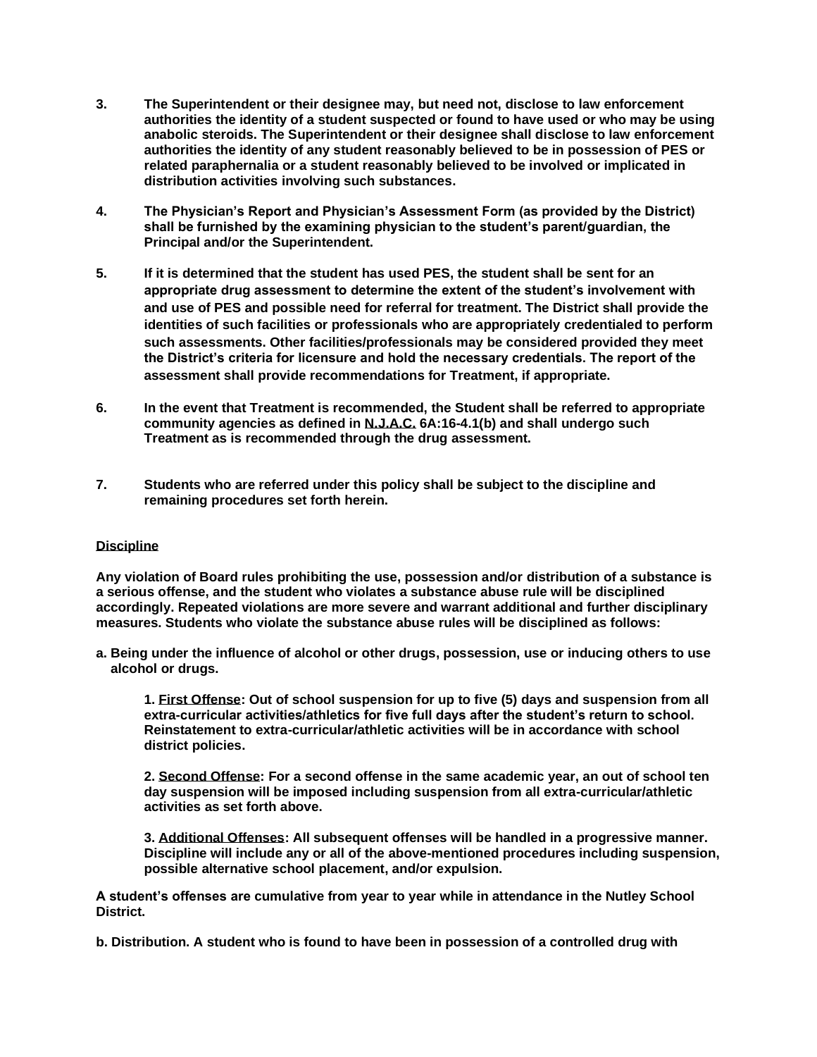3. **The Superintendent or their designee may, but need not, disclose to law enforcement authorities the identity of a student suspected or found to have used or who may be using anabolic steroids. The Superintendent or their designee shall disclose to law enforcement authorities the identity of any student reasonably believed to be in possession of PES or related paraphernalia or a student reasonably believed to be involved or implicated in distribution activities involving such substances.**

4. **The Physician's Report and Physician's Assessment Form (as provided by the District) shall be furnished by the examining physician to the student's parent/guardian, the Principal and/or the Superintendent.**

5. **If it is determined that the student has used PES, the student shall be sent for an appropriate drug assessment to determine the extent of the student's involvement with and use of PES and possible need for referral for treatment. The District shall provide the identities of such facilities or professionals who are appropriately credentialed to perform such assessments. Other facilities/professionals may be considered provided they meet the District's criteria for licensure and hold the necessary credentials. The report of the assessment shall provide recommendations for Treatment, if appropriate.**

6. **In the event that Treatment is recommended, the Student shall be referred to appropriate community agencies as defined in <u>N.J.A.C.</u> 6A:16-4.1(b) and shall undergo such Treatment as is recommended through the drug assessment.**

7. **Students who are referred under this policy shall be subject to the discipline and remaining procedures set forth herein.**

**<u>Discipline</u>**

**Any violation of Board rules prohibiting the use, possession and/or distribution of a substance is a serious offense, and the student who violates a substance abuse rule will be disciplined accordingly. Repeated violations are more severe and warrant additional and further disciplinary measures. Students who violate the substance abuse rules will be disciplined as follows:**

**a. Being under the influence of alcohol or other drugs, possession, use or inducing others to use alcohol or drugs.**

> **1. <u>First Offense</u>: Out of school suspension for up to five (5) days and suspension from all extra-curricular activities/athletics for five full days after the student's return to school. Reinstatement to extra-curricular/athletic activities will be in accordance with school district policies.**
>
> **2. <u>Second Offense</u>: For a second offense in the same academic year, an out of school ten day suspension will be imposed including suspension from all extra-curricular/athletic activities as set forth above.**
>
> **3. <u>Additional Offenses</u>: All subsequent offenses will be handled in a progressive manner. Discipline will include any or all of the above-mentioned procedures including suspension, possible alternative school placement, and/or expulsion.**

**A student's offenses are cumulative from year to year while in attendance in the Nutley School District.**

**b. Distribution. A student who is found to have been in possession of a controlled drug with**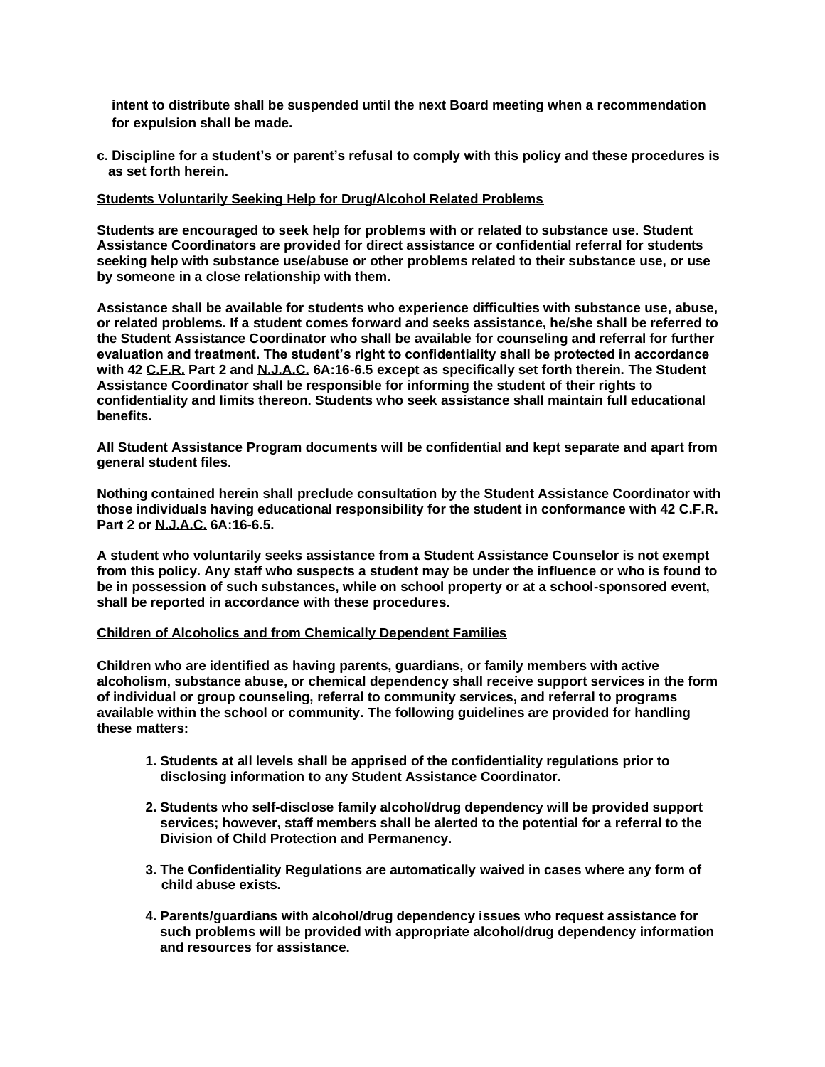**intent to distribute shall be suspended until the next Board meeting when a recommendation for expulsion shall be made.**

**c. Discipline for a student's or parent's refusal to comply with this policy and these procedures is as set forth herein.**

**Students Voluntarily Seeking Help for Drug/Alcohol Related Problems**

**Students are encouraged to seek help for problems with or related to substance use. Student Assistance Coordinators are provided for direct assistance or confidential referral for students seeking help with substance use/abuse or other problems related to their substance use, or use by someone in a close relationship with them.**

**Assistance shall be available for students who experience difficulties with substance use, abuse, or related problems. If a student comes forward and seeks assistance, he/she shall be referred to the Student Assistance Coordinator who shall be available for counseling and referral for further evaluation and treatment. The student's right to confidentiality shall be protected in accordance with 42 C.F.R. Part 2 and N.J.A.C. 6A:16-6.5 except as specifically set forth therein. The Student Assistance Coordinator shall be responsible for informing the student of their rights to confidentiality and limits thereon. Students who seek assistance shall maintain full educational benefits.**

**All Student Assistance Program documents will be confidential and kept separate and apart from general student files.**

**Nothing contained herein shall preclude consultation by the Student Assistance Coordinator with those individuals having educational responsibility for the student in conformance with 42 C.F.R. Part 2 or N.J.A.C. 6A:16-6.5.**

**A student who voluntarily seeks assistance from a Student Assistance Counselor is not exempt from this policy. Any staff who suspects a student may be under the influence or who is found to be in possession of such substances, while on school property or at a school-sponsored event, shall be reported in accordance with these procedures.**

**Children of Alcoholics and from Chemically Dependent Families**

**Children who are identified as having parents, guardians, or family members with active alcoholism, substance abuse, or chemical dependency shall receive support services in the form of individual or group counseling, referral to community services, and referral to programs available within the school or community. The following guidelines are provided for handling these matters:**

1. **Students at all levels shall be apprised of the confidentiality regulations prior to disclosing information to any Student Assistance Coordinator.**
2. **Students who self-disclose family alcohol/drug dependency will be provided support services; however, staff members shall be alerted to the potential for a referral to the Division of Child Protection and Permanency.**
3. **The Confidentiality Regulations are automatically waived in cases where any form of child abuse exists.**
4. **Parents/guardians with alcohol/drug dependency issues who request assistance for such problems will be provided with appropriate alcohol/drug dependency information and resources for assistance.**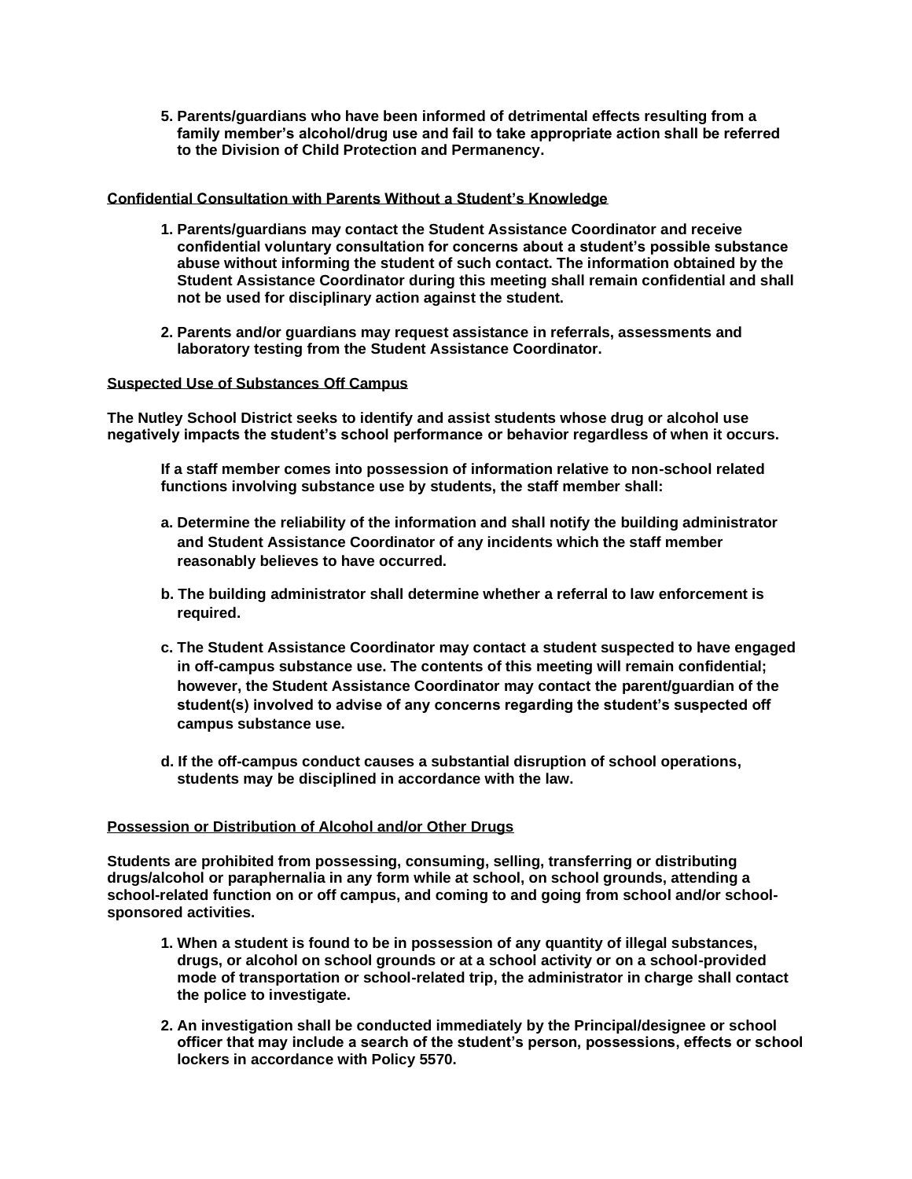**5. Parents/guardians who have been informed of detrimental effects resulting from a family member's alcohol/drug use and fail to take appropriate action shall be referred to the Division of Child Protection and Permanency.**

**Confidential Consultation with Parents Without a Student's Knowledge**

**1. Parents/guardians may contact the Student Assistance Coordinator and receive confidential voluntary consultation for concerns about a student's possible substance abuse without informing the student of such contact. The information obtained by the Student Assistance Coordinator during this meeting shall remain confidential and shall not be used for disciplinary action against the student.**

**2. Parents and/or guardians may request assistance in referrals, assessments and laboratory testing from the Student Assistance Coordinator.**

**Suspected Use of Substances Off Campus**

**The Nutley School District seeks to identify and assist students whose drug or alcohol use negatively impacts the student's school performance or behavior regardless of when it occurs.**

**If a staff member comes into possession of information relative to non-school related functions involving substance use by students, the staff member shall:**

**a. Determine the reliability of the information and shall notify the building administrator and Student Assistance Coordinator of any incidents which the staff member reasonably believes to have occurred.**

**b. The building administrator shall determine whether a referral to law enforcement is required.**

**c. The Student Assistance Coordinator may contact a student suspected to have engaged in off-campus substance use. The contents of this meeting will remain confidential; however, the Student Assistance Coordinator may contact the parent/guardian of the student(s) involved to advise of any concerns regarding the student's suspected off campus substance use.**

**d. If the off-campus conduct causes a substantial disruption of school operations, students may be disciplined in accordance with the law.**

**Possession or Distribution of Alcohol and/or Other Drugs**

**Students are prohibited from possessing, consuming, selling, transferring or distributing drugs/alcohol or paraphernalia in any form while at school, on school grounds, attending a school-related function on or off campus, and coming to and going from school and/or school-sponsored activities.**

**1. When a student is found to be in possession of any quantity of illegal substances, drugs, or alcohol on school grounds or at a school activity or on a school-provided mode of transportation or school-related trip, the administrator in charge shall contact the police to investigate.**

**2. An investigation shall be conducted immediately by the Principal/designee or school officer that may include a search of the student's person, possessions, effects or school lockers in accordance with Policy 5570.**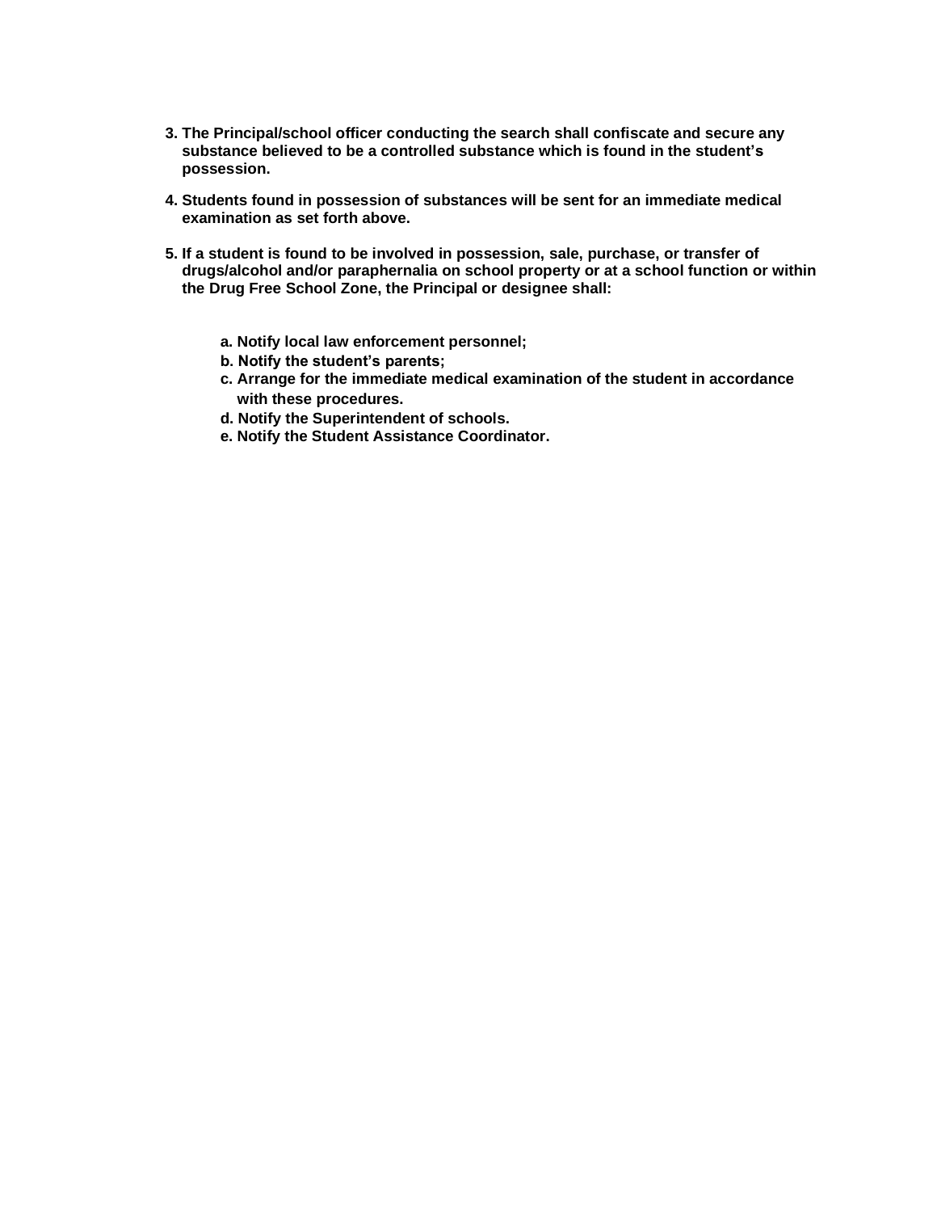3. **The Principal/school officer conducting the search shall confiscate and secure any substance believed to be a controlled substance which is found in the student's possession.**

4. **Students found in possession of substances will be sent for an immediate medical examination as set forth above.**

5. **If a student is found to be involved in possession, sale, purchase, or transfer of drugs/alcohol and/or paraphernalia on school property or at a school function or within the Drug Free School Zone, the Principal or designee shall:**

   a. **Notify local law enforcement personnel;**
   b. **Notify the student's parents;**
   c. **Arrange for the immediate medical examination of the student in accordance with these procedures.**
   d. **Notify the Superintendent of schools.**
   e. **Notify the Student Assistance Coordinator.**